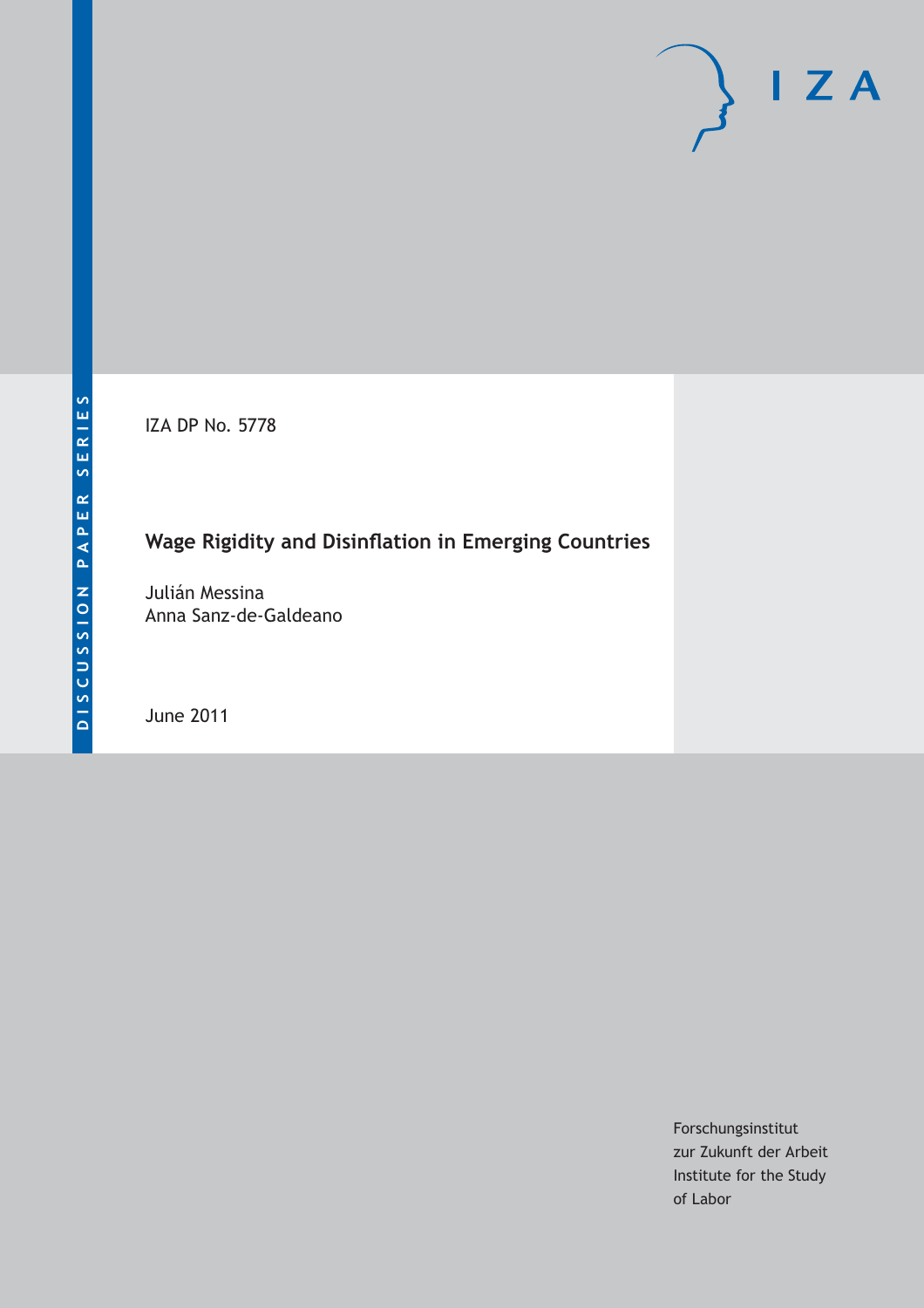DISCUSSION PAPER SERIES

IZA DP No. 5778

# Wage Rigidity and Disinflation in Emerging Countries

Julián Messina
Anna Sanz-de-Galdeano

June 2011

Forschungsinstitut
zur Zukunft der Arbeit
Institute for the Study
of Labor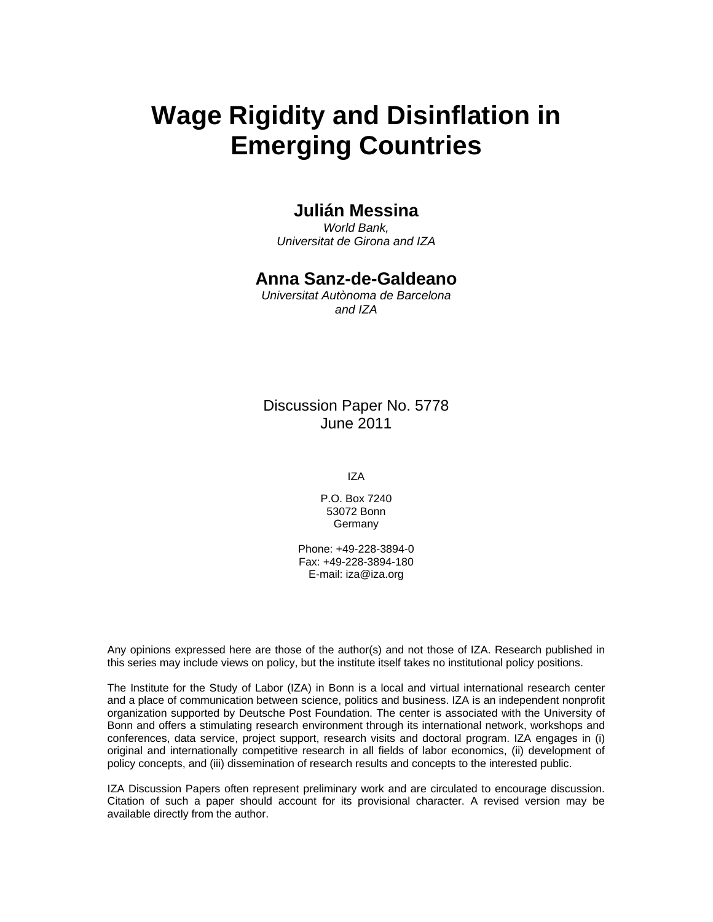# Wage Rigidity and Disinflation in Emerging Countries

**Julián Messina**

*World Bank,*
*Universitat de Girona and IZA*

**Anna Sanz-de-Galdeano**

*Universitat Autònoma de Barcelona*
*and IZA*

Discussion Paper No. 5778
June 2011

IZA

P.O. Box 7240
53072 Bonn
Germany

Phone: +49-228-3894-0
Fax: +49-228-3894-180
E-mail: iza@iza.org

Any opinions expressed here are those of the author(s) and not those of IZA. Research published in this series may include views on policy, but the institute itself takes no institutional policy positions.

The Institute for the Study of Labor (IZA) in Bonn is a local and virtual international research center and a place of communication between science, politics and business. IZA is an independent nonprofit organization supported by Deutsche Post Foundation. The center is associated with the University of Bonn and offers a stimulating research environment through its international network, workshops and conferences, data service, project support, research visits and doctoral program. IZA engages in (i) original and internationally competitive research in all fields of labor economics, (ii) development of policy concepts, and (iii) dissemination of research results and concepts to the interested public.

IZA Discussion Papers often represent preliminary work and are circulated to encourage discussion. Citation of such a paper should account for its provisional character. A revised version may be available directly from the author.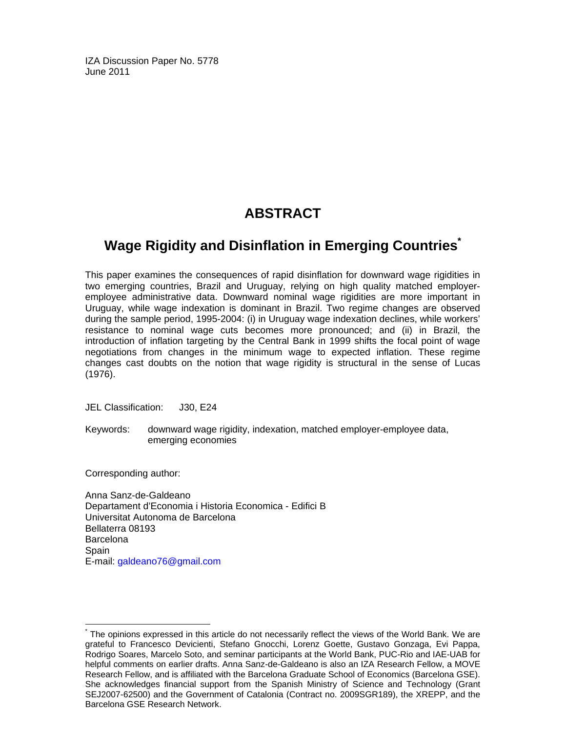IZA Discussion Paper No. 5778
June 2011

# ABSTRACT

## Wage Rigidity and Disinflation in Emerging Countries*

This paper examines the consequences of rapid disinflation for downward wage rigidities in two emerging countries, Brazil and Uruguay, relying on high quality matched employer-employee administrative data. Downward nominal wage rigidities are more important in Uruguay, while wage indexation is dominant in Brazil. Two regime changes are observed during the sample period, 1995-2004: (i) in Uruguay wage indexation declines, while workers' resistance to nominal wage cuts becomes more pronounced; and (ii) in Brazil, the introduction of inflation targeting by the Central Bank in 1999 shifts the focal point of wage negotiations from changes in the minimum wage to expected inflation. These regime changes cast doubts on the notion that wage rigidity is structural in the sense of Lucas (1976).

JEL Classification: J30, E24

Keywords: downward wage rigidity, indexation, matched employer-employee data, emerging economies

Corresponding author:

Anna Sanz-de-Galdeano
Departament d'Economia i Historia Economica - Edifici B
Universitat Autonoma de Barcelona
Bellaterra 08193
Barcelona
Spain
E-mail: galdeano76@gmail.com

---

* The opinions expressed in this article do not necessarily reflect the views of the World Bank. We are grateful to Francesco Devicienti, Stefano Gnocchi, Lorenz Goette, Gustavo Gonzaga, Evi Pappa, Rodrigo Soares, Marcelo Soto, and seminar participants at the World Bank, PUC-Rio and IAE-UAB for helpful comments on earlier drafts. Anna Sanz-de-Galdeano is also an IZA Research Fellow, a MOVE Research Fellow, and is affiliated with the Barcelona Graduate School of Economics (Barcelona GSE). She acknowledges financial support from the Spanish Ministry of Science and Technology (Grant SEJ2007-62500) and the Government of Catalonia (Contract no. 2009SGR189), the XREPP, and the Barcelona GSE Research Network.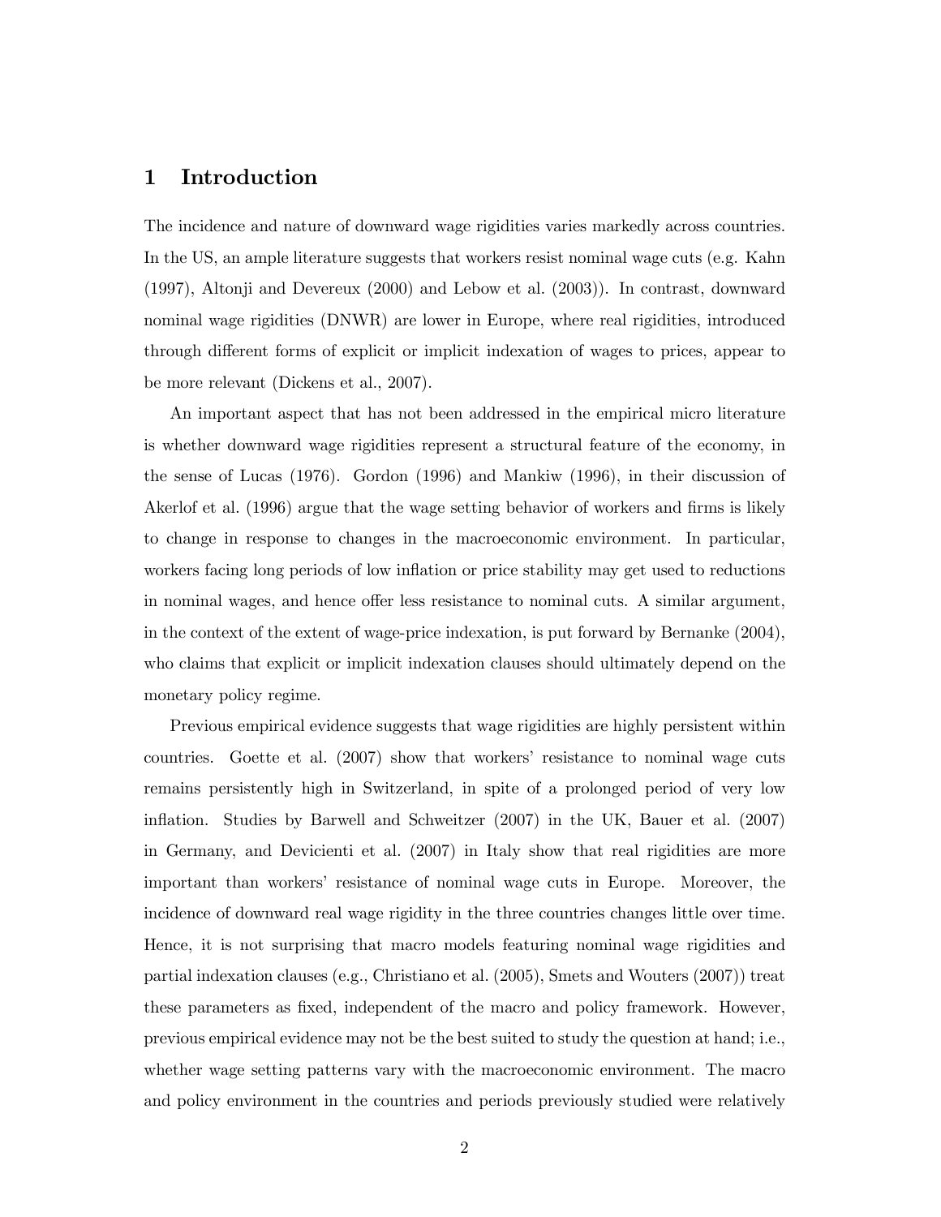# 1 Introduction

The incidence and nature of downward wage rigidities varies markedly across countries. In the US, an ample literature suggests that workers resist nominal wage cuts (e.g. Kahn (1997), Altonji and Devereux (2000) and Lebow et al. (2003)). In contrast, downward nominal wage rigidities (DNWR) are lower in Europe, where real rigidities, introduced through different forms of explicit or implicit indexation of wages to prices, appear to be more relevant (Dickens et al., 2007).

An important aspect that has not been addressed in the empirical micro literature is whether downward wage rigidities represent a structural feature of the economy, in the sense of Lucas (1976). Gordon (1996) and Mankiw (1996), in their discussion of Akerlof et al. (1996) argue that the wage setting behavior of workers and firms is likely to change in response to changes in the macroeconomic environment. In particular, workers facing long periods of low inflation or price stability may get used to reductions in nominal wages, and hence offer less resistance to nominal cuts. A similar argument, in the context of the extent of wage-price indexation, is put forward by Bernanke (2004), who claims that explicit or implicit indexation clauses should ultimately depend on the monetary policy regime.

Previous empirical evidence suggests that wage rigidities are highly persistent within countries. Goette et al. (2007) show that workers' resistance to nominal wage cuts remains persistently high in Switzerland, in spite of a prolonged period of very low inflation. Studies by Barwell and Schweitzer (2007) in the UK, Bauer et al. (2007) in Germany, and Devicienti et al. (2007) in Italy show that real rigidities are more important than workers' resistance of nominal wage cuts in Europe. Moreover, the incidence of downward real wage rigidity in the three countries changes little over time. Hence, it is not surprising that macro models featuring nominal wage rigidities and partial indexation clauses (e.g., Christiano et al. (2005), Smets and Wouters (2007)) treat these parameters as fixed, independent of the macro and policy framework. However, previous empirical evidence may not be the best suited to study the question at hand; i.e., whether wage setting patterns vary with the macroeconomic environment. The macro and policy environment in the countries and periods previously studied were relatively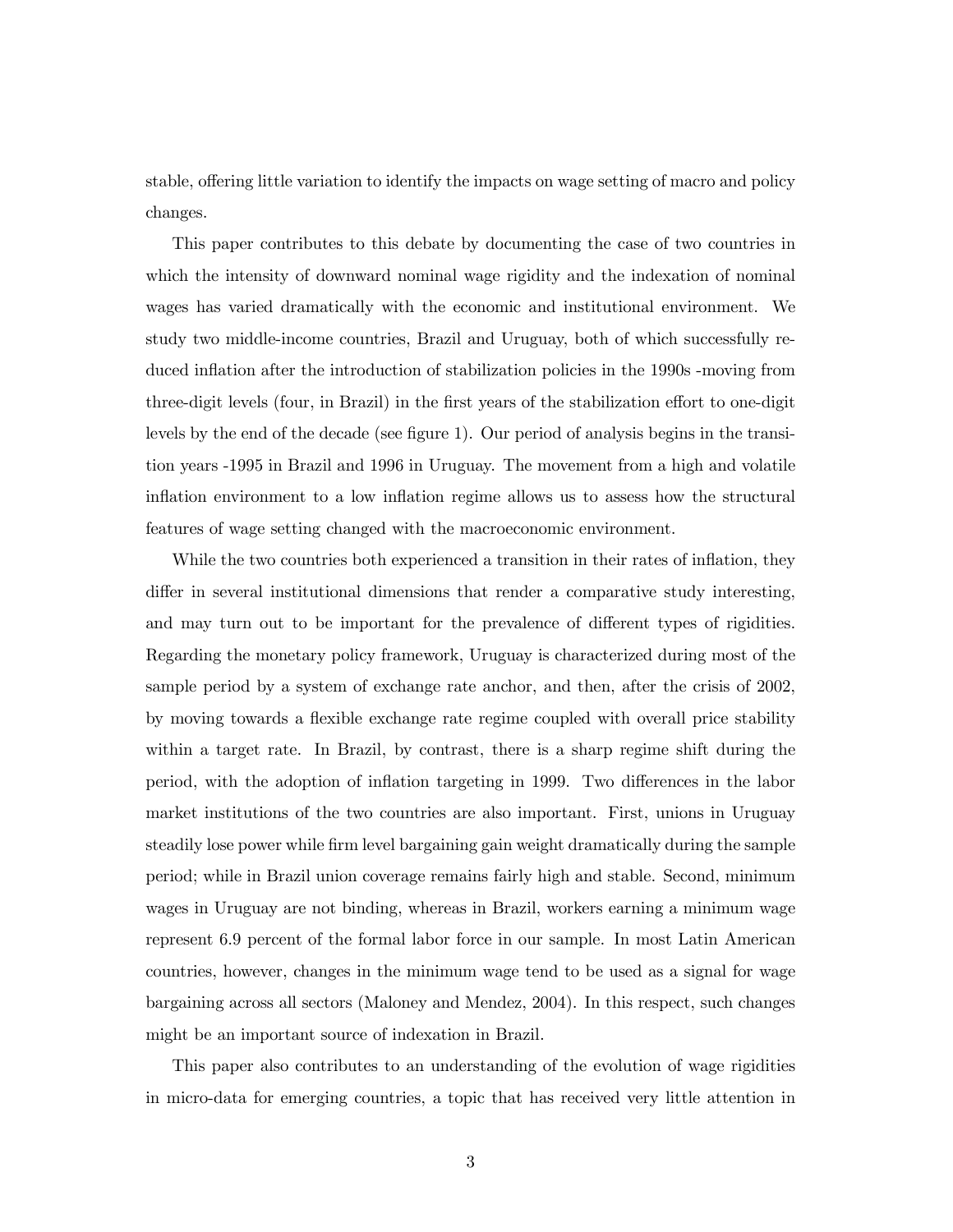stable, offering little variation to identify the impacts on wage setting of macro and policy changes.

This paper contributes to this debate by documenting the case of two countries in which the intensity of downward nominal wage rigidity and the indexation of nominal wages has varied dramatically with the economic and institutional environment. We study two middle-income countries, Brazil and Uruguay, both of which successfully reduced inflation after the introduction of stabilization policies in the 1990s -moving from three-digit levels (four, in Brazil) in the first years of the stabilization effort to one-digit levels by the end of the decade (see figure 1). Our period of analysis begins in the transition years -1995 in Brazil and 1996 in Uruguay. The movement from a high and volatile inflation environment to a low inflation regime allows us to assess how the structural features of wage setting changed with the macroeconomic environment.

While the two countries both experienced a transition in their rates of inflation, they differ in several institutional dimensions that render a comparative study interesting, and may turn out to be important for the prevalence of different types of rigidities. Regarding the monetary policy framework, Uruguay is characterized during most of the sample period by a system of exchange rate anchor, and then, after the crisis of 2002, by moving towards a flexible exchange rate regime coupled with overall price stability within a target rate. In Brazil, by contrast, there is a sharp regime shift during the period, with the adoption of inflation targeting in 1999. Two differences in the labor market institutions of the two countries are also important. First, unions in Uruguay steadily lose power while firm level bargaining gain weight dramatically during the sample period; while in Brazil union coverage remains fairly high and stable. Second, minimum wages in Uruguay are not binding, whereas in Brazil, workers earning a minimum wage represent 6.9 percent of the formal labor force in our sample. In most Latin American countries, however, changes in the minimum wage tend to be used as a signal for wage bargaining across all sectors (Maloney and Mendez, 2004). In this respect, such changes might be an important source of indexation in Brazil.

This paper also contributes to an understanding of the evolution of wage rigidities in micro-data for emerging countries, a topic that has received very little attention in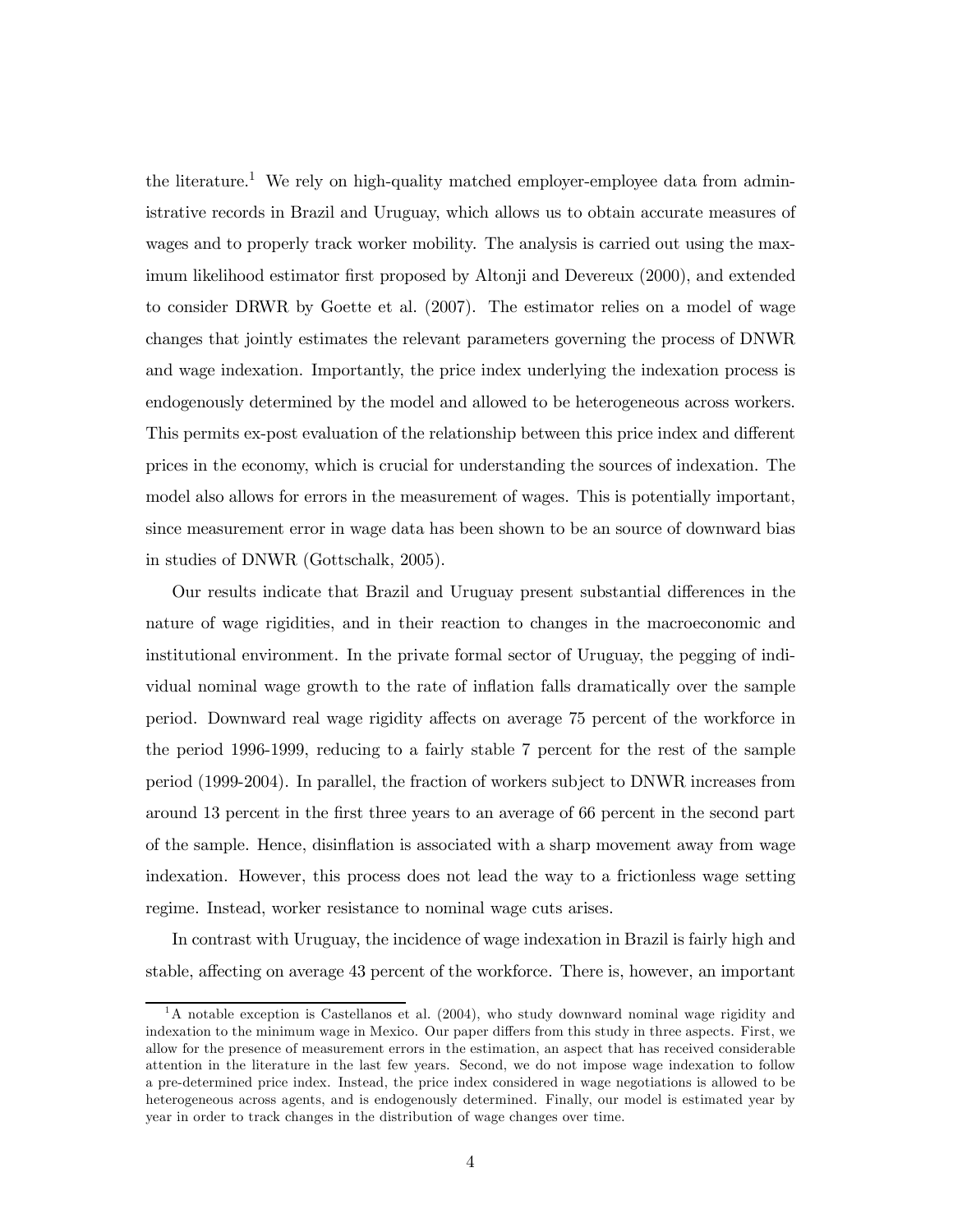the literature.[1] We rely on high-quality matched employer-employee data from administrative records in Brazil and Uruguay, which allows us to obtain accurate measures of wages and to properly track worker mobility. The analysis is carried out using the maximum likelihood estimator first proposed by Altonji and Devereux (2000), and extended to consider DRWR by Goette et al. (2007). The estimator relies on a model of wage changes that jointly estimates the relevant parameters governing the process of DNWR and wage indexation. Importantly, the price index underlying the indexation process is endogenously determined by the model and allowed to be heterogeneous across workers. This permits ex-post evaluation of the relationship between this price index and different prices in the economy, which is crucial for understanding the sources of indexation. The model also allows for errors in the measurement of wages. This is potentially important, since measurement error in wage data has been shown to be an source of downward bias in studies of DNWR (Gottschalk, 2005).

Our results indicate that Brazil and Uruguay present substantial differences in the nature of wage rigidities, and in their reaction to changes in the macroeconomic and institutional environment. In the private formal sector of Uruguay, the pegging of individual nominal wage growth to the rate of inflation falls dramatically over the sample period. Downward real wage rigidity affects on average 75 percent of the workforce in the period 1996-1999, reducing to a fairly stable 7 percent for the rest of the sample period (1999-2004). In parallel, the fraction of workers subject to DNWR increases from around 13 percent in the first three years to an average of 66 percent in the second part of the sample. Hence, disinflation is associated with a sharp movement away from wage indexation. However, this process does not lead the way to a frictionless wage setting regime. Instead, worker resistance to nominal wage cuts arises.

In contrast with Uruguay, the incidence of wage indexation in Brazil is fairly high and stable, affecting on average 43 percent of the workforce. There is, however, an important

[1] A notable exception is Castellanos et al. (2004), who study downward nominal wage rigidity and indexation to the minimum wage in Mexico. Our paper differs from this study in three aspects. First, we allow for the presence of measurement errors in the estimation, an aspect that has received considerable attention in the literature in the last few years. Second, we do not impose wage indexation to follow a pre-determined price index. Instead, the price index considered in wage negotiations is allowed to be heterogeneous across agents, and is endogenously determined. Finally, our model is estimated year by year in order to track changes in the distribution of wage changes over time.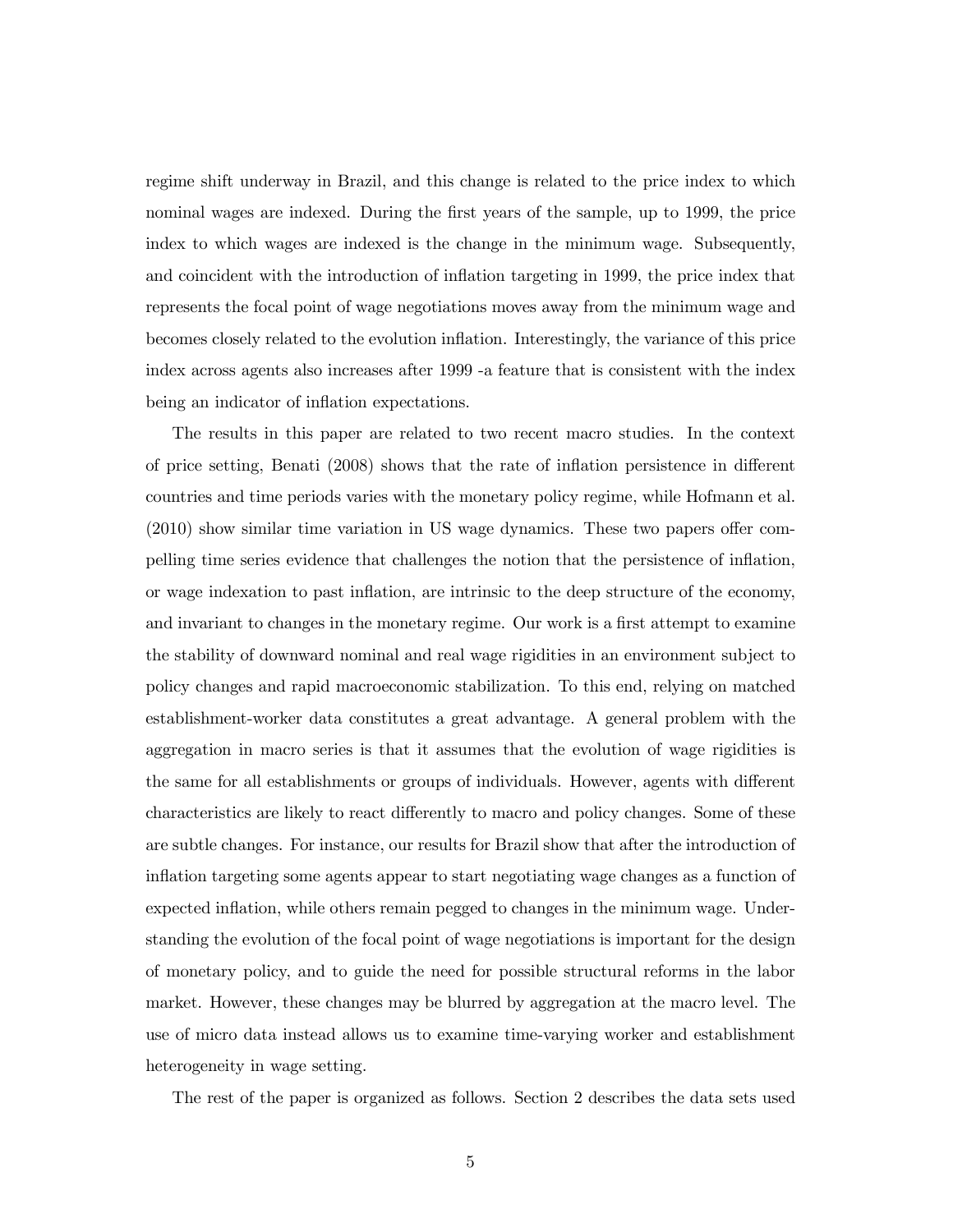regime shift underway in Brazil, and this change is related to the price index to which nominal wages are indexed. During the first years of the sample, up to 1999, the price index to which wages are indexed is the change in the minimum wage. Subsequently, and coincident with the introduction of inflation targeting in 1999, the price index that represents the focal point of wage negotiations moves away from the minimum wage and becomes closely related to the evolution inflation. Interestingly, the variance of this price index across agents also increases after 1999 -a feature that is consistent with the index being an indicator of inflation expectations.

The results in this paper are related to two recent macro studies. In the context of price setting, Benati (2008) shows that the rate of inflation persistence in different countries and time periods varies with the monetary policy regime, while Hofmann et al. (2010) show similar time variation in US wage dynamics. These two papers offer compelling time series evidence that challenges the notion that the persistence of inflation, or wage indexation to past inflation, are intrinsic to the deep structure of the economy, and invariant to changes in the monetary regime. Our work is a first attempt to examine the stability of downward nominal and real wage rigidities in an environment subject to policy changes and rapid macroeconomic stabilization. To this end, relying on matched establishment-worker data constitutes a great advantage. A general problem with the aggregation in macro series is that it assumes that the evolution of wage rigidities is the same for all establishments or groups of individuals. However, agents with different characteristics are likely to react differently to macro and policy changes. Some of these are subtle changes. For instance, our results for Brazil show that after the introduction of inflation targeting some agents appear to start negotiating wage changes as a function of expected inflation, while others remain pegged to changes in the minimum wage. Understanding the evolution of the focal point of wage negotiations is important for the design of monetary policy, and to guide the need for possible structural reforms in the labor market. However, these changes may be blurred by aggregation at the macro level. The use of micro data instead allows us to examine time-varying worker and establishment heterogeneity in wage setting.

The rest of the paper is organized as follows. Section 2 describes the data sets used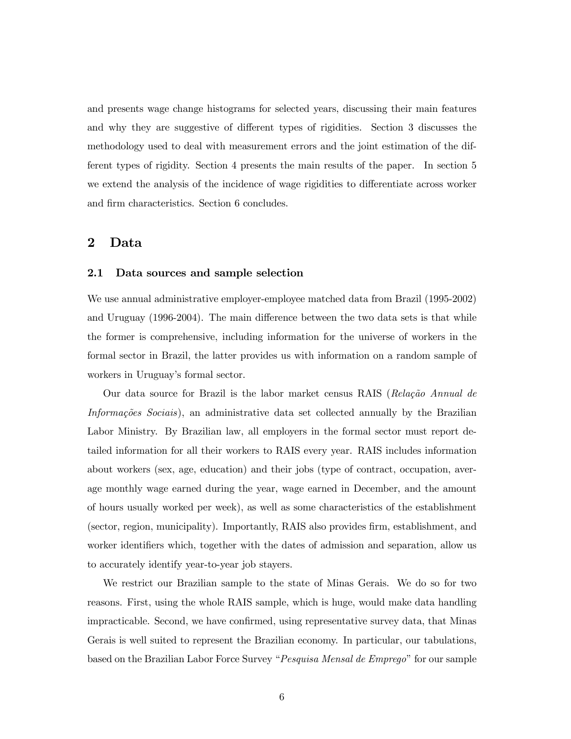and presents wage change histograms for selected years, discussing their main features and why they are suggestive of different types of rigidities. Section 3 discusses the methodology used to deal with measurement errors and the joint estimation of the different types of rigidity. Section 4 presents the main results of the paper. In section 5 we extend the analysis of the incidence of wage rigidities to differentiate across worker and firm characteristics. Section 6 concludes.

# 2 Data

## 2.1 Data sources and sample selection

We use annual administrative employer-employee matched data from Brazil (1995-2002) and Uruguay (1996-2004). The main difference between the two data sets is that while the former is comprehensive, including information for the universe of workers in the formal sector in Brazil, the latter provides us with information on a random sample of workers in Uruguay's formal sector.

Our data source for Brazil is the labor market census RAIS (*Relação Annual de Informações Sociais*), an administrative data set collected annually by the Brazilian Labor Ministry. By Brazilian law, all employers in the formal sector must report detailed information for all their workers to RAIS every year. RAIS includes information about workers (sex, age, education) and their jobs (type of contract, occupation, average monthly wage earned during the year, wage earned in December, and the amount of hours usually worked per week), as well as some characteristics of the establishment (sector, region, municipality). Importantly, RAIS also provides firm, establishment, and worker identifiers which, together with the dates of admission and separation, allow us to accurately identify year-to-year job stayers.

We restrict our Brazilian sample to the state of Minas Gerais. We do so for two reasons. First, using the whole RAIS sample, which is huge, would make data handling impracticable. Second, we have confirmed, using representative survey data, that Minas Gerais is well suited to represent the Brazilian economy. In particular, our tabulations, based on the Brazilian Labor Force Survey "*Pesquisa Mensal de Emprego*" for our sample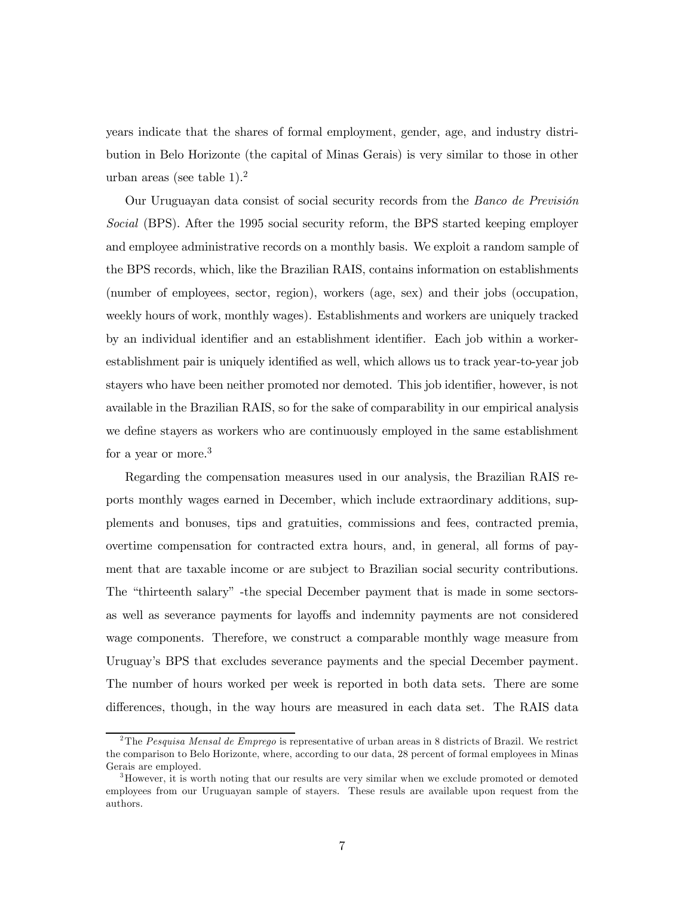years indicate that the shares of formal employment, gender, age, and industry distribution in Belo Horizonte (the capital of Minas Gerais) is very similar to those in other urban areas (see table 1).[2]

Our Uruguayan data consist of social security records from the *Banco de Previsión Social* (BPS). After the 1995 social security reform, the BPS started keeping employer and employee administrative records on a monthly basis. We exploit a random sample of the BPS records, which, like the Brazilian RAIS, contains information on establishments (number of employees, sector, region), workers (age, sex) and their jobs (occupation, weekly hours of work, monthly wages). Establishments and workers are uniquely tracked by an individual identifier and an establishment identifier. Each job within a worker-establishment pair is uniquely identified as well, which allows us to track year-to-year job stayers who have been neither promoted nor demoted. This job identifier, however, is not available in the Brazilian RAIS, so for the sake of comparability in our empirical analysis we define stayers as workers who are continuously employed in the same establishment for a year or more.[3]

Regarding the compensation measures used in our analysis, the Brazilian RAIS reports monthly wages earned in December, which include extraordinary additions, supplements and bonuses, tips and gratuities, commissions and fees, contracted premia, overtime compensation for contracted extra hours, and, in general, all forms of payment that are taxable income or are subject to Brazilian social security contributions. The "thirteenth salary" -the special December payment that is made in some sectors- as well as severance payments for layoffs and indemnity payments are not considered wage components. Therefore, we construct a comparable monthly wage measure from Uruguay's BPS that excludes severance payments and the special December payment. The number of hours worked per week is reported in both data sets. There are some differences, though, in the way hours are measured in each data set. The RAIS data

---

[2] The *Pesquisa Mensal de Emprego* is representative of urban areas in 8 districts of Brazil. We restrict the comparison to Belo Horizonte, where, according to our data, 28 percent of formal employees in Minas Gerais are employed.

[3] However, it is worth noting that our results are very similar when we exclude promoted or demoted employees from our Uruguayan sample of stayers. These resuls are available upon request from the authors.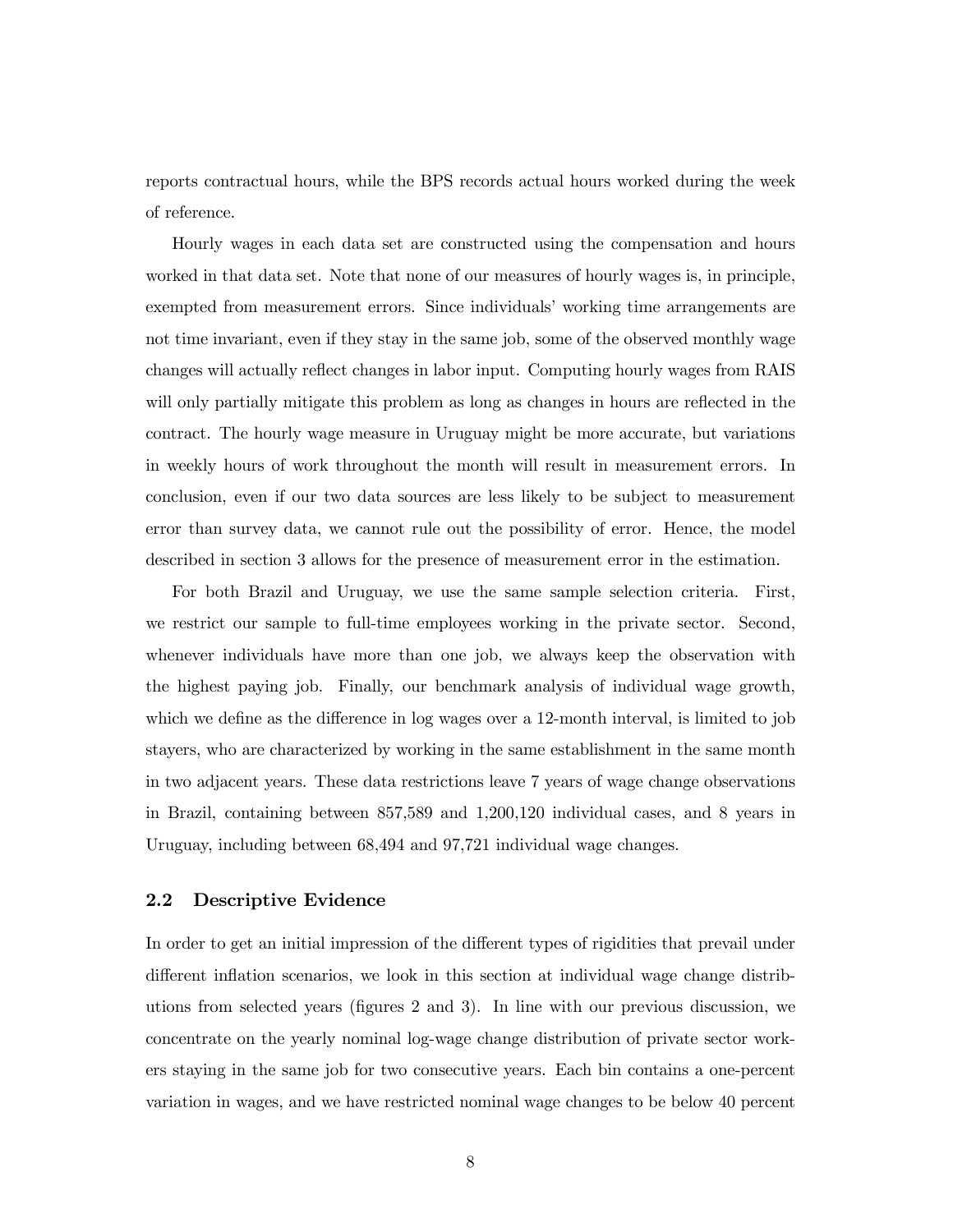reports contractual hours, while the BPS records actual hours worked during the week of reference.

Hourly wages in each data set are constructed using the compensation and hours worked in that data set. Note that none of our measures of hourly wages is, in principle, exempted from measurement errors. Since individuals' working time arrangements are not time invariant, even if they stay in the same job, some of the observed monthly wage changes will actually reflect changes in labor input. Computing hourly wages from RAIS will only partially mitigate this problem as long as changes in hours are reflected in the contract. The hourly wage measure in Uruguay might be more accurate, but variations in weekly hours of work throughout the month will result in measurement errors. In conclusion, even if our two data sources are less likely to be subject to measurement error than survey data, we cannot rule out the possibility of error. Hence, the model described in section 3 allows for the presence of measurement error in the estimation.

For both Brazil and Uruguay, we use the same sample selection criteria. First, we restrict our sample to full-time employees working in the private sector. Second, whenever individuals have more than one job, we always keep the observation with the highest paying job. Finally, our benchmark analysis of individual wage growth, which we define as the difference in log wages over a 12-month interval, is limited to job stayers, who are characterized by working in the same establishment in the same month in two adjacent years. These data restrictions leave 7 years of wage change observations in Brazil, containing between 857,589 and 1,200,120 individual cases, and 8 years in Uruguay, including between 68,494 and 97,721 individual wage changes.

## 2.2 Descriptive Evidence

In order to get an initial impression of the different types of rigidities that prevail under different inflation scenarios, we look in this section at individual wage change distributions from selected years (figures 2 and 3). In line with our previous discussion, we concentrate on the yearly nominal log-wage change distribution of private sector workers staying in the same job for two consecutive years. Each bin contains a one-percent variation in wages, and we have restricted nominal wage changes to be below 40 percent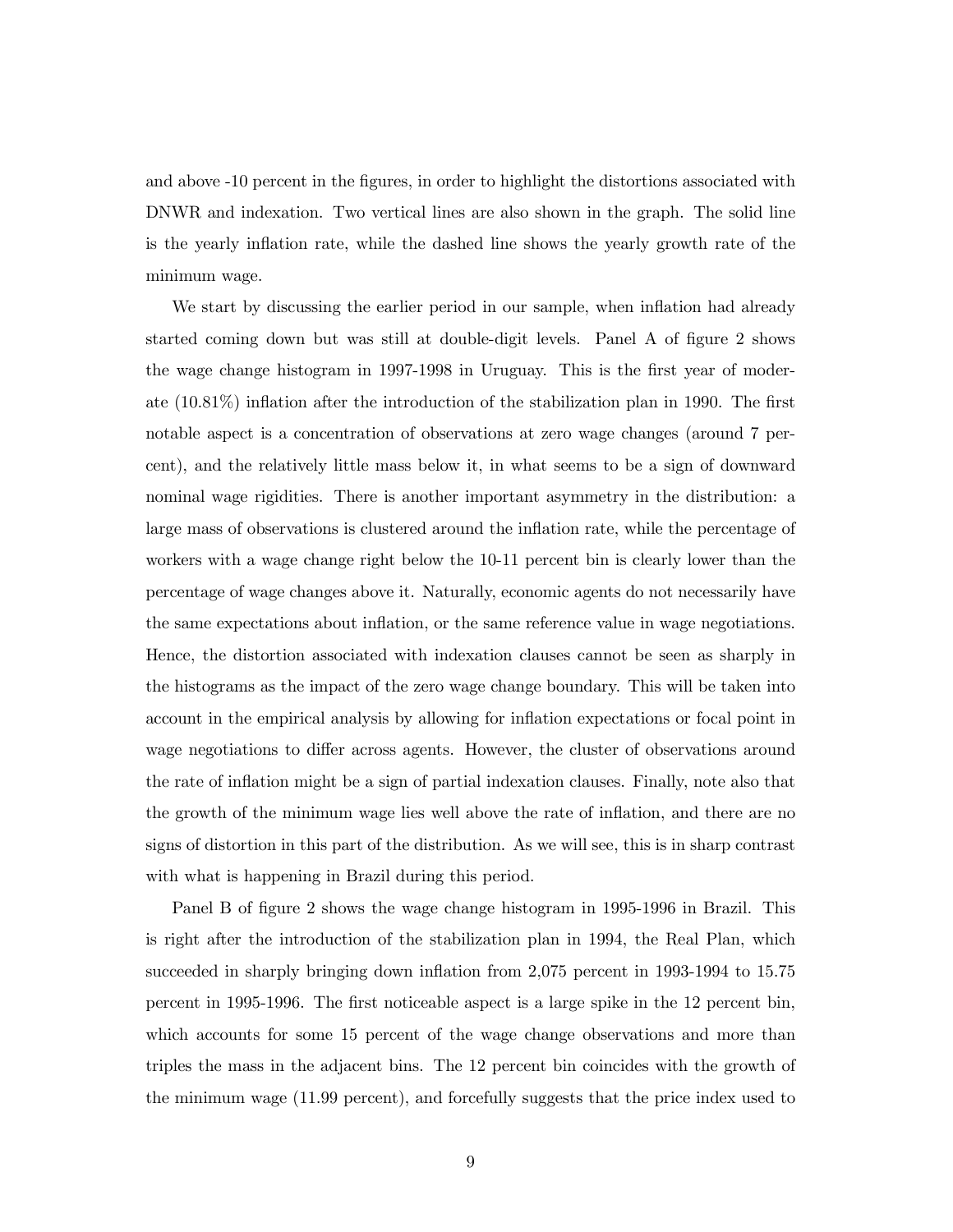and above -10 percent in the figures, in order to highlight the distortions associated with DNWR and indexation. Two vertical lines are also shown in the graph. The solid line is the yearly inflation rate, while the dashed line shows the yearly growth rate of the minimum wage.

We start by discussing the earlier period in our sample, when inflation had already started coming down but was still at double-digit levels. Panel A of figure 2 shows the wage change histogram in 1997-1998 in Uruguay. This is the first year of moderate (10.81%) inflation after the introduction of the stabilization plan in 1990. The first notable aspect is a concentration of observations at zero wage changes (around 7 percent), and the relatively little mass below it, in what seems to be a sign of downward nominal wage rigidities. There is another important asymmetry in the distribution: a large mass of observations is clustered around the inflation rate, while the percentage of workers with a wage change right below the 10-11 percent bin is clearly lower than the percentage of wage changes above it. Naturally, economic agents do not necessarily have the same expectations about inflation, or the same reference value in wage negotiations. Hence, the distortion associated with indexation clauses cannot be seen as sharply in the histograms as the impact of the zero wage change boundary. This will be taken into account in the empirical analysis by allowing for inflation expectations or focal point in wage negotiations to differ across agents. However, the cluster of observations around the rate of inflation might be a sign of partial indexation clauses. Finally, note also that the growth of the minimum wage lies well above the rate of inflation, and there are no signs of distortion in this part of the distribution. As we will see, this is in sharp contrast with what is happening in Brazil during this period.

Panel B of figure 2 shows the wage change histogram in 1995-1996 in Brazil. This is right after the introduction of the stabilization plan in 1994, the Real Plan, which succeeded in sharply bringing down inflation from 2,075 percent in 1993-1994 to 15.75 percent in 1995-1996. The first noticeable aspect is a large spike in the 12 percent bin, which accounts for some 15 percent of the wage change observations and more than triples the mass in the adjacent bins. The 12 percent bin coincides with the growth of the minimum wage (11.99 percent), and forcefully suggests that the price index used to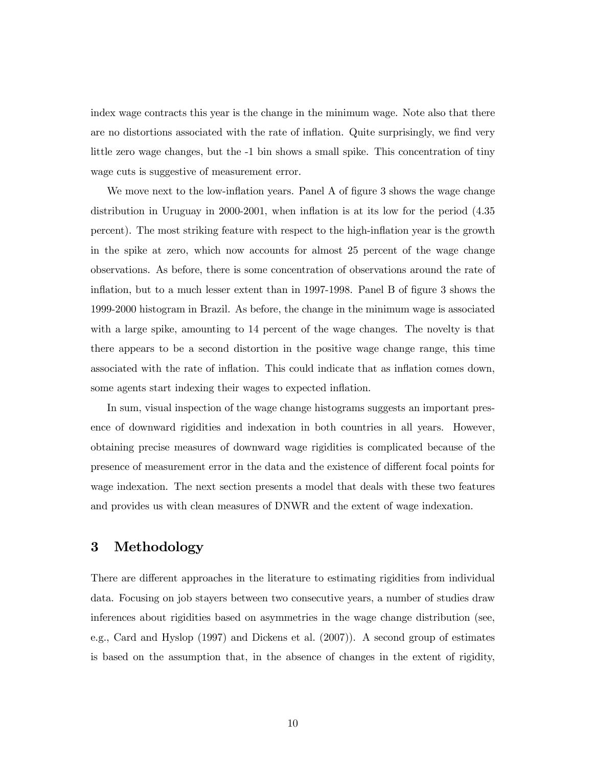index wage contracts this year is the change in the minimum wage. Note also that there are no distortions associated with the rate of inflation. Quite surprisingly, we find very little zero wage changes, but the -1 bin shows a small spike. This concentration of tiny wage cuts is suggestive of measurement error.

We move next to the low-inflation years. Panel A of figure 3 shows the wage change distribution in Uruguay in 2000-2001, when inflation is at its low for the period (4.35 percent). The most striking feature with respect to the high-inflation year is the growth in the spike at zero, which now accounts for almost 25 percent of the wage change observations. As before, there is some concentration of observations around the rate of inflation, but to a much lesser extent than in 1997-1998. Panel B of figure 3 shows the 1999-2000 histogram in Brazil. As before, the change in the minimum wage is associated with a large spike, amounting to 14 percent of the wage changes. The novelty is that there appears to be a second distortion in the positive wage change range, this time associated with the rate of inflation. This could indicate that as inflation comes down, some agents start indexing their wages to expected inflation.

In sum, visual inspection of the wage change histograms suggests an important presence of downward rigidities and indexation in both countries in all years. However, obtaining precise measures of downward wage rigidities is complicated because of the presence of measurement error in the data and the existence of different focal points for wage indexation. The next section presents a model that deals with these two features and provides us with clean measures of DNWR and the extent of wage indexation.

## 3 Methodology

There are different approaches in the literature to estimating rigidities from individual data. Focusing on job stayers between two consecutive years, a number of studies draw inferences about rigidities based on asymmetries in the wage change distribution (see, e.g., Card and Hyslop (1997) and Dickens et al. (2007)). A second group of estimates is based on the assumption that, in the absence of changes in the extent of rigidity,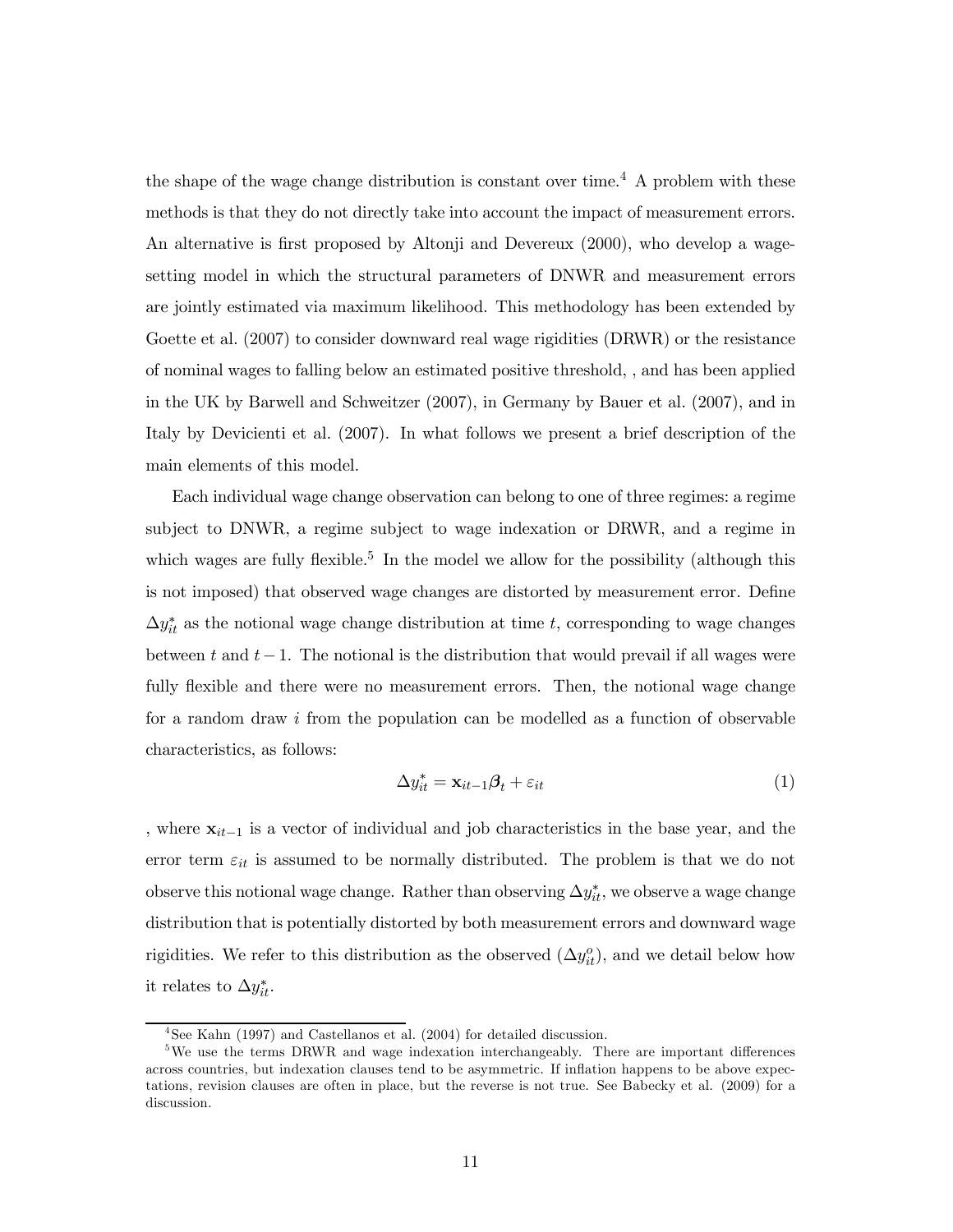the shape of the wage change distribution is constant over time.[4] A problem with these methods is that they do not directly take into account the impact of measurement errors. An alternative is first proposed by Altonji and Devereux (2000), who develop a wage-setting model in which the structural parameters of DNWR and measurement errors are jointly estimated via maximum likelihood. This methodology has been extended by Goette et al. (2007) to consider downward real wage rigidities (DRWR) or the resistance of nominal wages to falling below an estimated positive threshold, , and has been applied in the UK by Barwell and Schweitzer (2007), in Germany by Bauer et al. (2007), and in Italy by Devicienti et al. (2007). In what follows we present a brief description of the main elements of this model.

Each individual wage change observation can belong to one of three regimes: a regime subject to DNWR, a regime subject to wage indexation or DRWR, and a regime in which wages are fully flexible.[5] In the model we allow for the possibility (although this is not imposed) that observed wage changes are distorted by measurement error. Define $\Delta y_{it}^{*}$ as the notional wage change distribution at time $t$, corresponding to wage changes between $t$ and $t-1$. The notional is the distribution that would prevail if all wages were fully flexible and there were no measurement errors. Then, the notional wage change for a random draw $i$ from the population can be modelled as a function of observable characteristics, as follows:

$$\Delta y_{it}^{*} = \mathbf{x}_{it-1}\boldsymbol{\beta}_{t} + \varepsilon_{it} \tag{1}$$

, where $\mathbf{x}_{it-1}$ is a vector of individual and job characteristics in the base year, and the error term $\varepsilon_{it}$ is assumed to be normally distributed. The problem is that we do not observe this notional wage change. Rather than observing $\Delta y_{it}^{*}$, we observe a wage change distribution that is potentially distorted by both measurement errors and downward wage rigidities. We refer to this distribution as the observed ($\Delta y_{it}^{o}$), and we detail below how it relates to $\Delta y_{it}^{*}$.

[4] See Kahn (1997) and Castellanos et al. (2004) for detailed discussion.

[5] We use the terms DRWR and wage indexation interchangeably. There are important differences across countries, but indexation clauses tend to be asymmetric. If inflation happens to be above expectations, revision clauses are often in place, but the reverse is not true. See Babecky et al. (2009) for a discussion.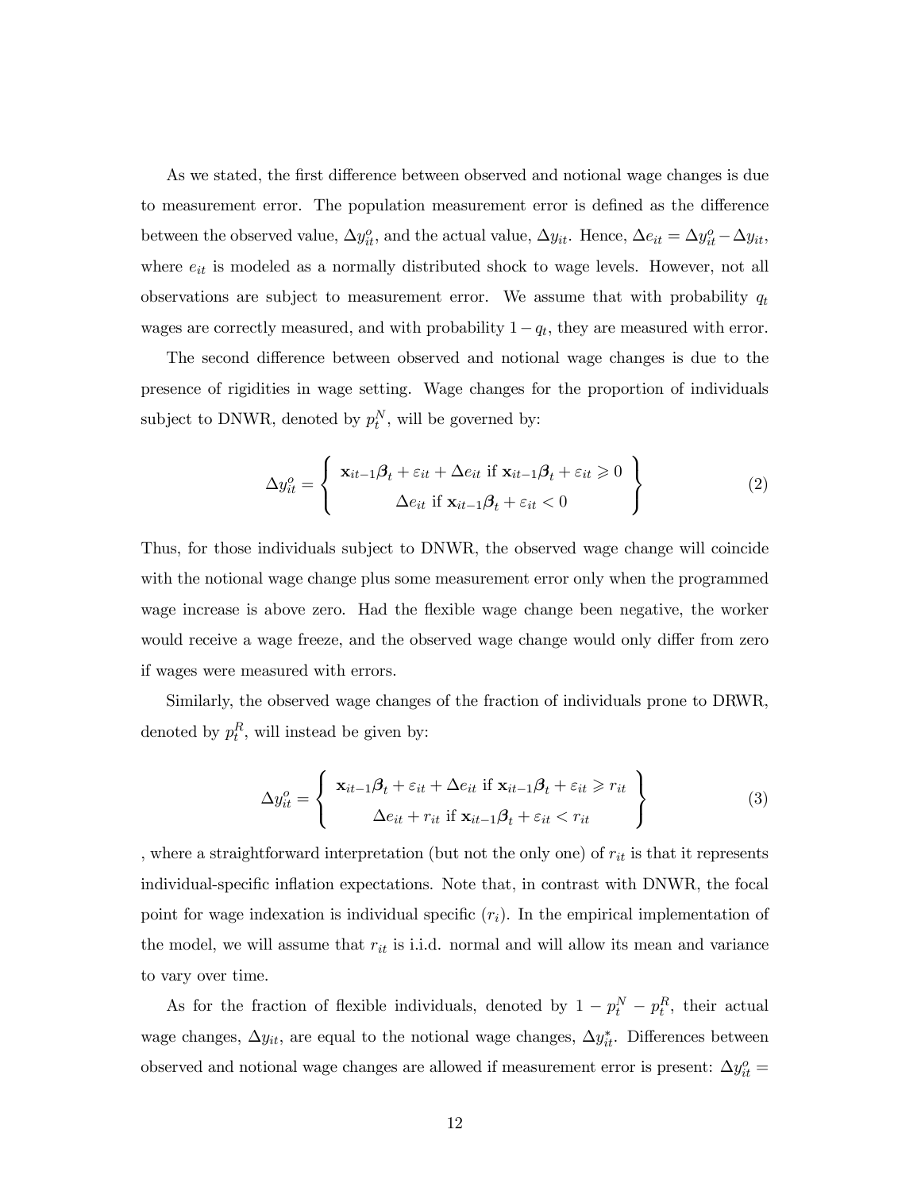As we stated, the first difference between observed and notional wage changes is due to measurement error. The population measurement error is defined as the difference between the observed value, $\Delta y_{it}^{o}$, and the actual value, $\Delta y_{it}$. Hence, $\Delta e_{it} = \Delta y_{it}^{o} - \Delta y_{it}$, where $e_{it}$ is modeled as a normally distributed shock to wage levels. However, not all observations are subject to measurement error. We assume that with probability $q_t$ wages are correctly measured, and with probability $1 - q_t$, they are measured with error.

The second difference between observed and notional wage changes is due to the presence of rigidities in wage setting. Wage changes for the proportion of individuals subject to DNWR, denoted by $p_t^N$, will be governed by:

$$\Delta y_{it}^{o} = \left\{ \begin{array}{c} \mathbf{x}_{it-1}\boldsymbol{\beta}_t + \varepsilon_{it} + \Delta e_{it} \text{ if } \mathbf{x}_{it-1}\boldsymbol{\beta}_t + \varepsilon_{it} \geqslant 0 \\ \Delta e_{it} \text{ if } \mathbf{x}_{it-1}\boldsymbol{\beta}_t + \varepsilon_{it} < 0 \end{array} \right\} \tag{2}$$

Thus, for those individuals subject to DNWR, the observed wage change will coincide with the notional wage change plus some measurement error only when the programmed wage increase is above zero. Had the flexible wage change been negative, the worker would receive a wage freeze, and the observed wage change would only differ from zero if wages were measured with errors.

Similarly, the observed wage changes of the fraction of individuals prone to DRWR, denoted by $p_t^R$, will instead be given by:

$$\Delta y_{it}^{o} = \left\{ \begin{array}{c} \mathbf{x}_{it-1}\boldsymbol{\beta}_t + \varepsilon_{it} + \Delta e_{it} \text{ if } \mathbf{x}_{it-1}\boldsymbol{\beta}_t + \varepsilon_{it} \geqslant r_{it} \\ \Delta e_{it} + r_{it} \text{ if } \mathbf{x}_{it-1}\boldsymbol{\beta}_t + \varepsilon_{it} < r_{it} \end{array} \right\} \tag{3}$$

, where a straightforward interpretation (but not the only one) of $r_{it}$ is that it represents individual-specific inflation expectations. Note that, in contrast with DNWR, the focal point for wage indexation is individual specific ($r_i$). In the empirical implementation of the model, we will assume that $r_{it}$ is i.i.d. normal and will allow its mean and variance to vary over time.

As for the fraction of flexible individuals, denoted by $1 - p_t^N - p_t^R$, their actual wage changes, $\Delta y_{it}$, are equal to the notional wage changes, $\Delta y_{it}^{*}$. Differences between observed and notional wage changes are allowed if measurement error is present: $\Delta y_{it}^{o} =$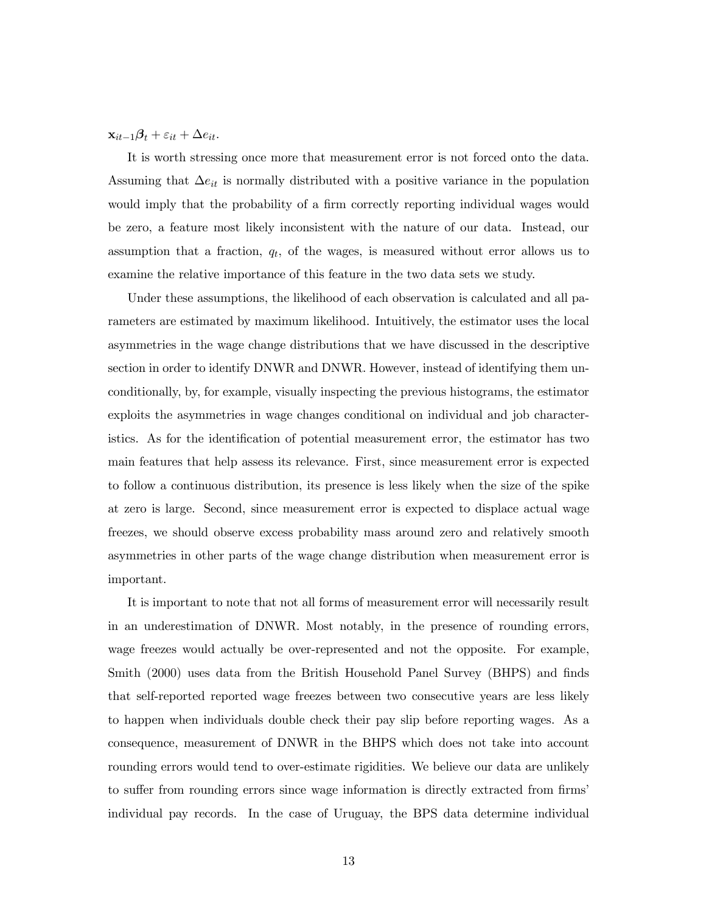$\mathbf{x}_{it-1}\boldsymbol{\beta}_t + \varepsilon_{it} + \Delta e_{it}$.

It is worth stressing once more that measurement error is not forced onto the data. Assuming that $\Delta e_{it}$ is normally distributed with a positive variance in the population would imply that the probability of a firm correctly reporting individual wages would be zero, a feature most likely inconsistent with the nature of our data. Instead, our assumption that a fraction, $q_t$, of the wages, is measured without error allows us to examine the relative importance of this feature in the two data sets we study.

Under these assumptions, the likelihood of each observation is calculated and all parameters are estimated by maximum likelihood. Intuitively, the estimator uses the local asymmetries in the wage change distributions that we have discussed in the descriptive section in order to identify DNWR and DNWR. However, instead of identifying them unconditionally, by, for example, visually inspecting the previous histograms, the estimator exploits the asymmetries in wage changes conditional on individual and job characteristics. As for the identification of potential measurement error, the estimator has two main features that help assess its relevance. First, since measurement error is expected to follow a continuous distribution, its presence is less likely when the size of the spike at zero is large. Second, since measurement error is expected to displace actual wage freezes, we should observe excess probability mass around zero and relatively smooth asymmetries in other parts of the wage change distribution when measurement error is important.

It is important to note that not all forms of measurement error will necessarily result in an underestimation of DNWR. Most notably, in the presence of rounding errors, wage freezes would actually be over-represented and not the opposite. For example, Smith (2000) uses data from the British Household Panel Survey (BHPS) and finds that self-reported reported wage freezes between two consecutive years are less likely to happen when individuals double check their pay slip before reporting wages. As a consequence, measurement of DNWR in the BHPS which does not take into account rounding errors would tend to over-estimate rigidities. We believe our data are unlikely to suffer from rounding errors since wage information is directly extracted from firms' individual pay records. In the case of Uruguay, the BPS data determine individual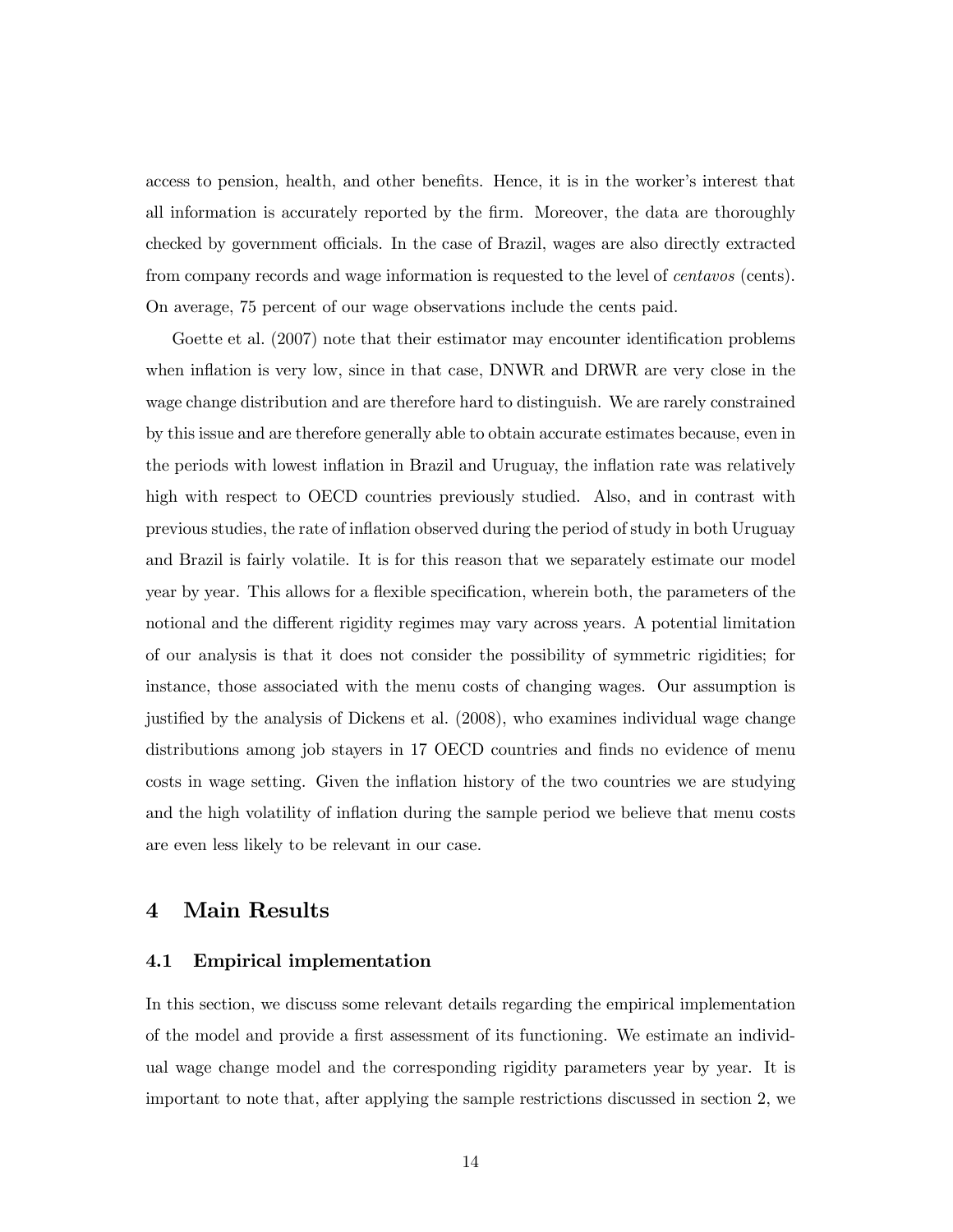access to pension, health, and other benefits. Hence, it is in the worker's interest that all information is accurately reported by the firm. Moreover, the data are thoroughly checked by government officials. In the case of Brazil, wages are also directly extracted from company records and wage information is requested to the level of *centavos* (cents). On average, 75 percent of our wage observations include the cents paid.

Goette et al. (2007) note that their estimator may encounter identification problems when inflation is very low, since in that case, DNWR and DRWR are very close in the wage change distribution and are therefore hard to distinguish. We are rarely constrained by this issue and are therefore generally able to obtain accurate estimates because, even in the periods with lowest inflation in Brazil and Uruguay, the inflation rate was relatively high with respect to OECD countries previously studied. Also, and in contrast with previous studies, the rate of inflation observed during the period of study in both Uruguay and Brazil is fairly volatile. It is for this reason that we separately estimate our model year by year. This allows for a flexible specification, wherein both, the parameters of the notional and the different rigidity regimes may vary across years. A potential limitation of our analysis is that it does not consider the possibility of symmetric rigidities; for instance, those associated with the menu costs of changing wages. Our assumption is justified by the analysis of Dickens et al. (2008), who examines individual wage change distributions among job stayers in 17 OECD countries and finds no evidence of menu costs in wage setting. Given the inflation history of the two countries we are studying and the high volatility of inflation during the sample period we believe that menu costs are even less likely to be relevant in our case.

## 4 Main Results

### 4.1 Empirical implementation

In this section, we discuss some relevant details regarding the empirical implementation of the model and provide a first assessment of its functioning. We estimate an individual wage change model and the corresponding rigidity parameters year by year. It is important to note that, after applying the sample restrictions discussed in section 2, we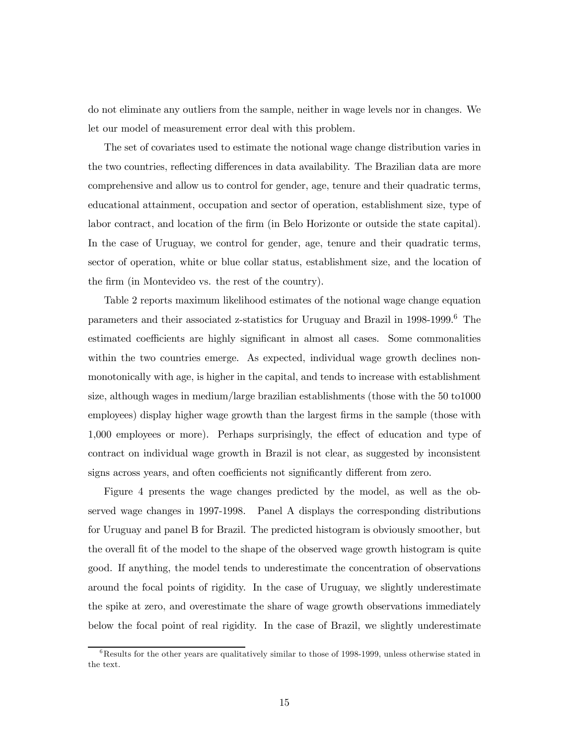do not eliminate any outliers from the sample, neither in wage levels nor in changes. We let our model of measurement error deal with this problem.

The set of covariates used to estimate the notional wage change distribution varies in the two countries, reflecting differences in data availability. The Brazilian data are more comprehensive and allow us to control for gender, age, tenure and their quadratic terms, educational attainment, occupation and sector of operation, establishment size, type of labor contract, and location of the firm (in Belo Horizonte or outside the state capital). In the case of Uruguay, we control for gender, age, tenure and their quadratic terms, sector of operation, white or blue collar status, establishment size, and the location of the firm (in Montevideo vs. the rest of the country).

Table 2 reports maximum likelihood estimates of the notional wage change equation parameters and their associated z-statistics for Uruguay and Brazil in 1998-1999.[6] The estimated coefficients are highly significant in almost all cases. Some commonalities within the two countries emerge. As expected, individual wage growth declines non-monotonically with age, is higher in the capital, and tends to increase with establishment size, although wages in medium/large brazilian establishments (those with the 50 to1000 employees) display higher wage growth than the largest firms in the sample (those with 1,000 employees or more). Perhaps surprisingly, the effect of education and type of contract on individual wage growth in Brazil is not clear, as suggested by inconsistent signs across years, and often coefficients not significantly different from zero.

Figure 4 presents the wage changes predicted by the model, as well as the observed wage changes in 1997-1998. Panel A displays the corresponding distributions for Uruguay and panel B for Brazil. The predicted histogram is obviously smoother, but the overall fit of the model to the shape of the observed wage growth histogram is quite good. If anything, the model tends to underestimate the concentration of observations around the focal points of rigidity. In the case of Uruguay, we slightly underestimate the spike at zero, and overestimate the share of wage growth observations immediately below the focal point of real rigidity. In the case of Brazil, we slightly underestimate

[6] Results for the other years are qualitatively similar to those of 1998-1999, unless otherwise stated in the text.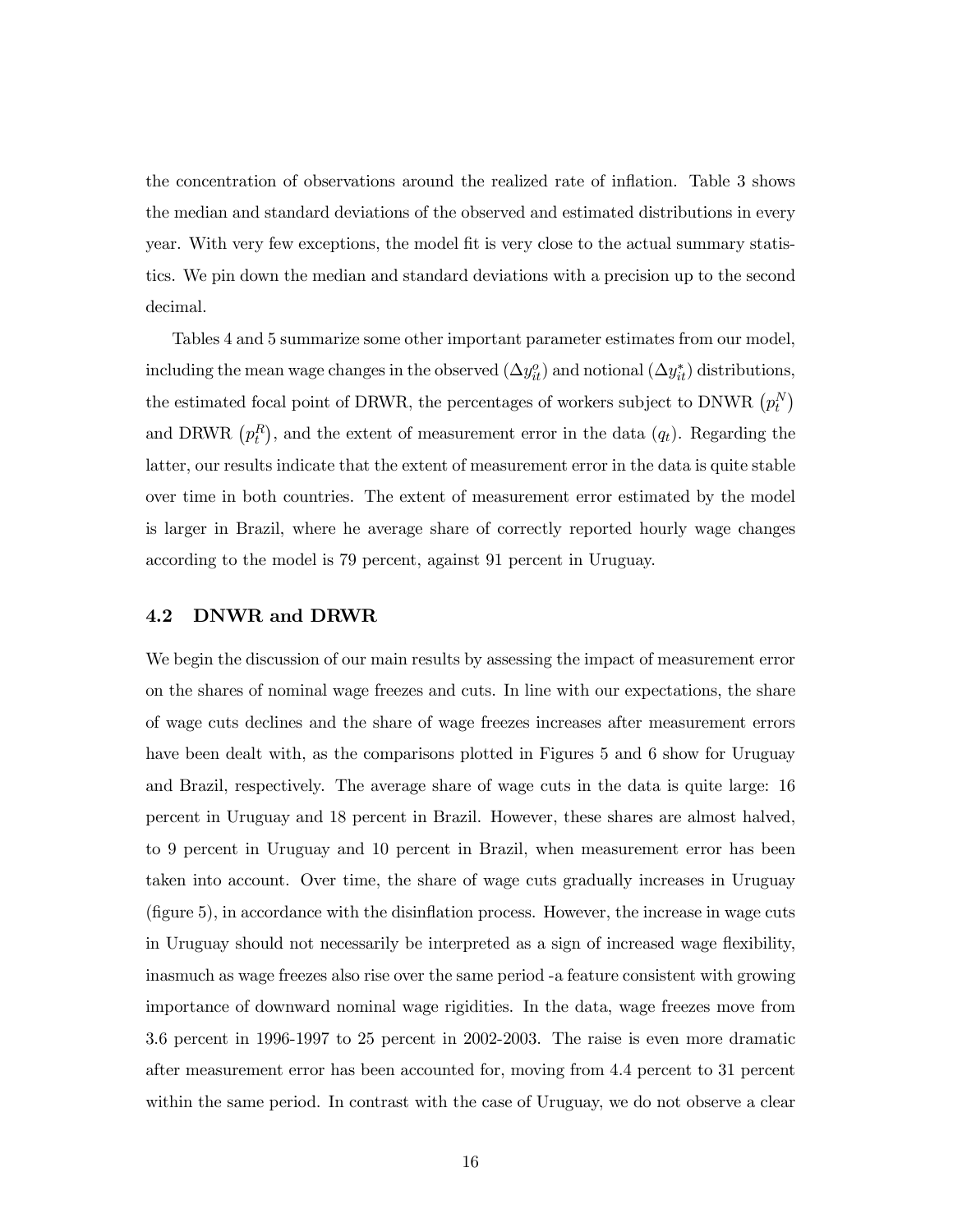the concentration of observations around the realized rate of inflation. Table 3 shows the median and standard deviations of the observed and estimated distributions in every year. With very few exceptions, the model fit is very close to the actual summary statistics. We pin down the median and standard deviations with a precision up to the second decimal.

Tables 4 and 5 summarize some other important parameter estimates from our model, including the mean wage changes in the observed ($\Delta y_{it}^{o}$) and notional ($\Delta y_{it}^{*}$) distributions, the estimated focal point of DRWR, the percentages of workers subject to DNWR $\left(p_t^N\right)$ and DRWR $\left(p_t^R\right)$, and the extent of measurement error in the data ($q_t$). Regarding the latter, our results indicate that the extent of measurement error in the data is quite stable over time in both countries. The extent of measurement error estimated by the model is larger in Brazil, where he average share of correctly reported hourly wage changes according to the model is 79 percent, against 91 percent in Uruguay.

### 4.2 DNWR and DRWR

We begin the discussion of our main results by assessing the impact of measurement error on the shares of nominal wage freezes and cuts. In line with our expectations, the share of wage cuts declines and the share of wage freezes increases after measurement errors have been dealt with, as the comparisons plotted in Figures 5 and 6 show for Uruguay and Brazil, respectively. The average share of wage cuts in the data is quite large: 16 percent in Uruguay and 18 percent in Brazil. However, these shares are almost halved, to 9 percent in Uruguay and 10 percent in Brazil, when measurement error has been taken into account. Over time, the share of wage cuts gradually increases in Uruguay (figure 5), in accordance with the disinflation process. However, the increase in wage cuts in Uruguay should not necessarily be interpreted as a sign of increased wage flexibility, inasmuch as wage freezes also rise over the same period -a feature consistent with growing importance of downward nominal wage rigidities. In the data, wage freezes move from 3.6 percent in 1996-1997 to 25 percent in 2002-2003. The raise is even more dramatic after measurement error has been accounted for, moving from 4.4 percent to 31 percent within the same period. In contrast with the case of Uruguay, we do not observe a clear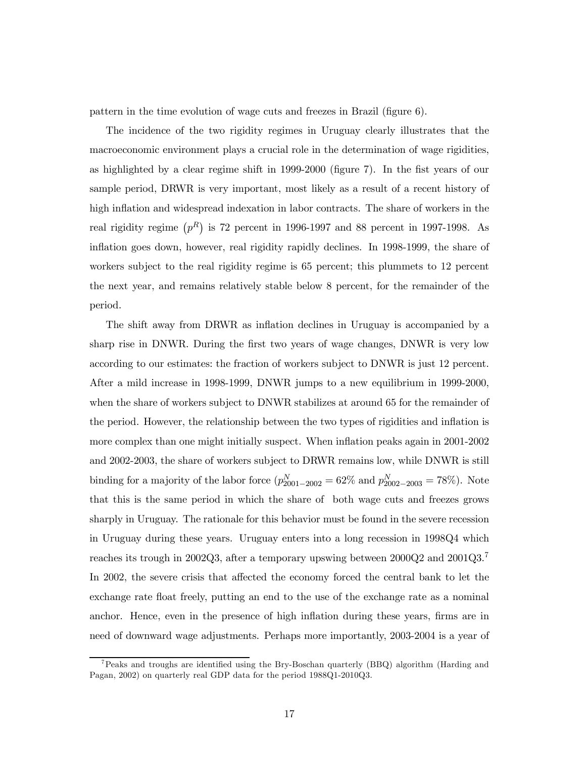pattern in the time evolution of wage cuts and freezes in Brazil (figure 6).

The incidence of the two rigidity regimes in Uruguay clearly illustrates that the macroeconomic environment plays a crucial role in the determination of wage rigidities, as highlighted by a clear regime shift in 1999-2000 (figure 7). In the fist years of our sample period, DRWR is very important, most likely as a result of a recent history of high inflation and widespread indexation in labor contracts. The share of workers in the real rigidity regime $\left(p^R\right)$ is 72 percent in 1996-1997 and 88 percent in 1997-1998. As inflation goes down, however, real rigidity rapidly declines. In 1998-1999, the share of workers subject to the real rigidity regime is 65 percent; this plummets to 12 percent the next year, and remains relatively stable below 8 percent, for the remainder of the period.

The shift away from DRWR as inflation declines in Uruguay is accompanied by a sharp rise in DNWR. During the first two years of wage changes, DNWR is very low according to our estimates: the fraction of workers subject to DNWR is just 12 percent. After a mild increase in 1998-1999, DNWR jumps to a new equilibrium in 1999-2000, when the share of workers subject to DNWR stabilizes at around 65 for the remainder of the period. However, the relationship between the two types of rigidities and inflation is more complex than one might initially suspect. When inflation peaks again in 2001-2002 and 2002-2003, the share of workers subject to DRWR remains low, while DNWR is still binding for a majority of the labor force ($p^N_{2001-2002} = 62\%$ and $p^N_{2002-2003} = 78\%$). Note that this is the same period in which the share of both wage cuts and freezes grows sharply in Uruguay. The rationale for this behavior must be found in the severe recession in Uruguay during these years. Uruguay enters into a long recession in 1998Q4 which reaches its trough in 2002Q3, after a temporary upswing between 2000Q2 and 2001Q3.[7] In 2002, the severe crisis that affected the economy forced the central bank to let the exchange rate float freely, putting an end to the use of the exchange rate as a nominal anchor. Hence, even in the presence of high inflation during these years, firms are in need of downward wage adjustments. Perhaps more importantly, 2003-2004 is a year of

[7] Peaks and troughs are identified using the Bry-Boschan quarterly (BBQ) algorithm (Harding and Pagan, 2002) on quarterly real GDP data for the period 1988Q1-2010Q3.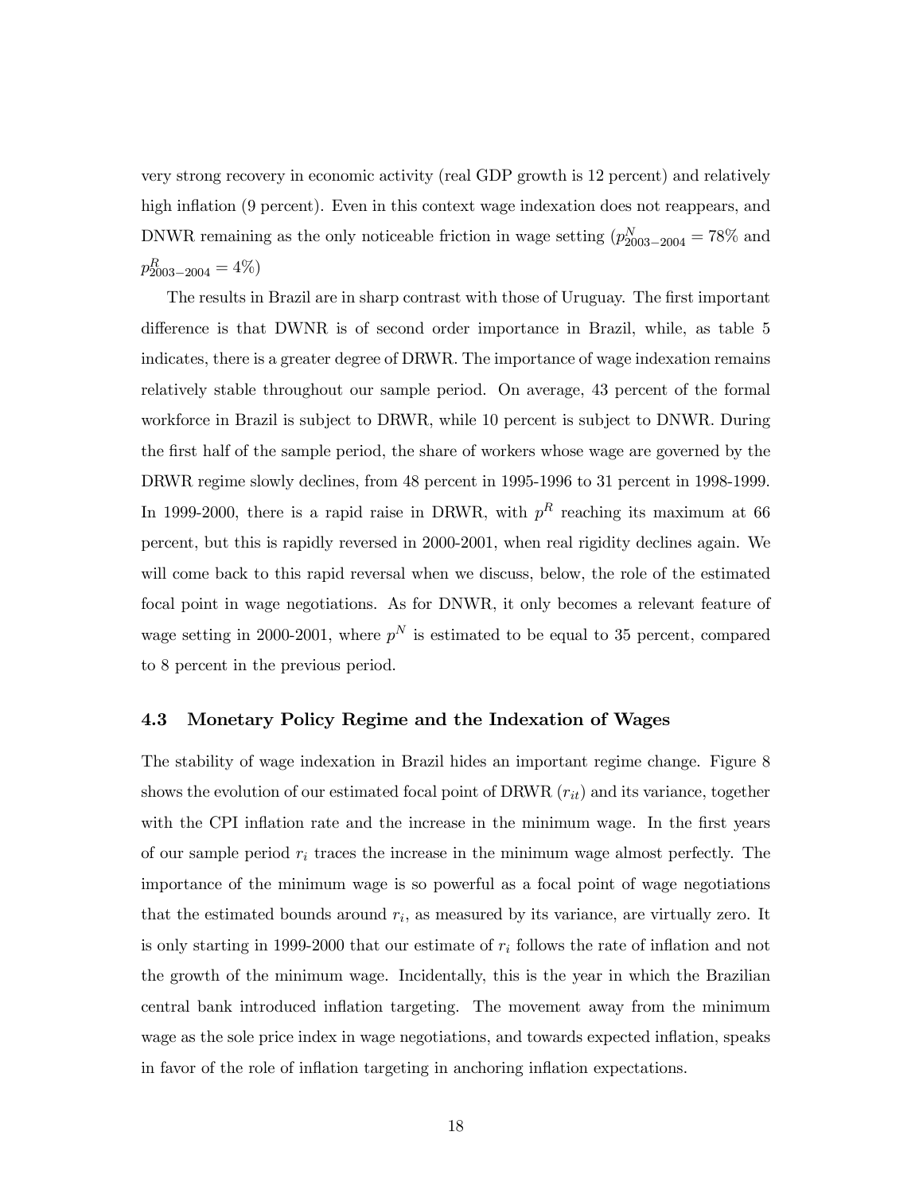very strong recovery in economic activity (real GDP growth is 12 percent) and relatively high inflation (9 percent). Even in this context wage indexation does not reappears, and DNWR remaining as the only noticeable friction in wage setting ($p^N_{2003-2004} = 78\%$ and $p^R_{2003-2004} = 4\%$)

The results in Brazil are in sharp contrast with those of Uruguay. The first important difference is that DWNR is of second order importance in Brazil, while, as table 5 indicates, there is a greater degree of DRWR. The importance of wage indexation remains relatively stable throughout our sample period. On average, 43 percent of the formal workforce in Brazil is subject to DRWR, while 10 percent is subject to DNWR. During the first half of the sample period, the share of workers whose wage are governed by the DRWR regime slowly declines, from 48 percent in 1995-1996 to 31 percent in 1998-1999. In 1999-2000, there is a rapid raise in DRWR, with $p^R$ reaching its maximum at 66 percent, but this is rapidly reversed in 2000-2001, when real rigidity declines again. We will come back to this rapid reversal when we discuss, below, the role of the estimated focal point in wage negotiations. As for DNWR, it only becomes a relevant feature of wage setting in 2000-2001, where $p^N$ is estimated to be equal to 35 percent, compared to 8 percent in the previous period.

### 4.3 Monetary Policy Regime and the Indexation of Wages

The stability of wage indexation in Brazil hides an important regime change. Figure 8 shows the evolution of our estimated focal point of DRWR ($r_{it}$) and its variance, together with the CPI inflation rate and the increase in the minimum wage. In the first years of our sample period $r_i$ traces the increase in the minimum wage almost perfectly. The importance of the minimum wage is so powerful as a focal point of wage negotiations that the estimated bounds around $r_i$, as measured by its variance, are virtually zero. It is only starting in 1999-2000 that our estimate of $r_i$ follows the rate of inflation and not the growth of the minimum wage. Incidentally, this is the year in which the Brazilian central bank introduced inflation targeting. The movement away from the minimum wage as the sole price index in wage negotiations, and towards expected inflation, speaks in favor of the role of inflation targeting in anchoring inflation expectations.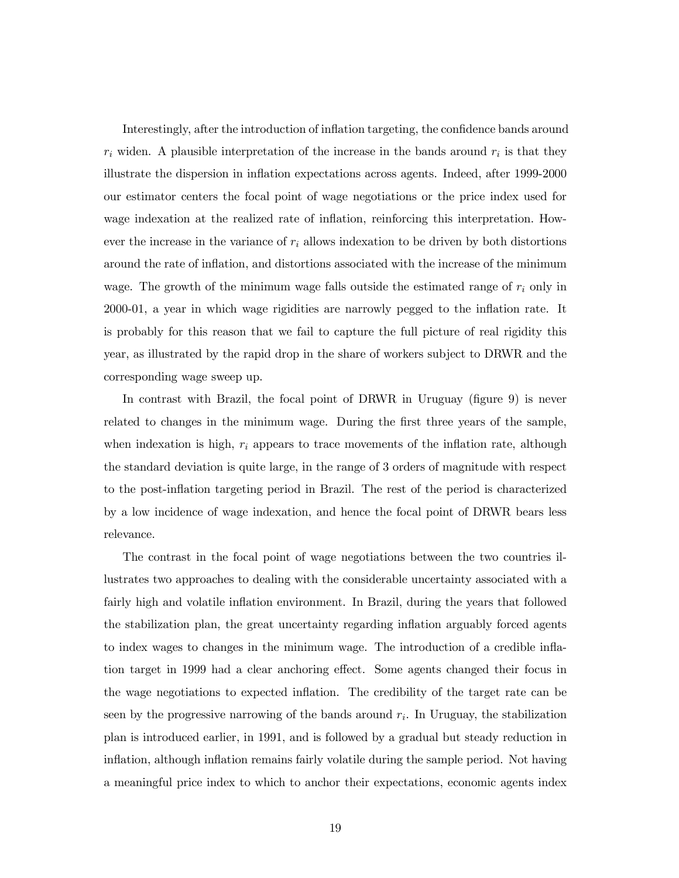Interestingly, after the introduction of inflation targeting, the confidence bands around $r_i$ widen. A plausible interpretation of the increase in the bands around $r_i$ is that they illustrate the dispersion in inflation expectations across agents. Indeed, after 1999-2000 our estimator centers the focal point of wage negotiations or the price index used for wage indexation at the realized rate of inflation, reinforcing this interpretation. However the increase in the variance of $r_i$ allows indexation to be driven by both distortions around the rate of inflation, and distortions associated with the increase of the minimum wage. The growth of the minimum wage falls outside the estimated range of $r_i$ only in 2000-01, a year in which wage rigidities are narrowly pegged to the inflation rate. It is probably for this reason that we fail to capture the full picture of real rigidity this year, as illustrated by the rapid drop in the share of workers subject to DRWR and the corresponding wage sweep up.

In contrast with Brazil, the focal point of DRWR in Uruguay (figure 9) is never related to changes in the minimum wage. During the first three years of the sample, when indexation is high, $r_i$ appears to trace movements of the inflation rate, although the standard deviation is quite large, in the range of 3 orders of magnitude with respect to the post-inflation targeting period in Brazil. The rest of the period is characterized by a low incidence of wage indexation, and hence the focal point of DRWR bears less relevance.

The contrast in the focal point of wage negotiations between the two countries illustrates two approaches to dealing with the considerable uncertainty associated with a fairly high and volatile inflation environment. In Brazil, during the years that followed the stabilization plan, the great uncertainty regarding inflation arguably forced agents to index wages to changes in the minimum wage. The introduction of a credible inflation target in 1999 had a clear anchoring effect. Some agents changed their focus in the wage negotiations to expected inflation. The credibility of the target rate can be seen by the progressive narrowing of the bands around $r_i$. In Uruguay, the stabilization plan is introduced earlier, in 1991, and is followed by a gradual but steady reduction in inflation, although inflation remains fairly volatile during the sample period. Not having a meaningful price index to which to anchor their expectations, economic agents index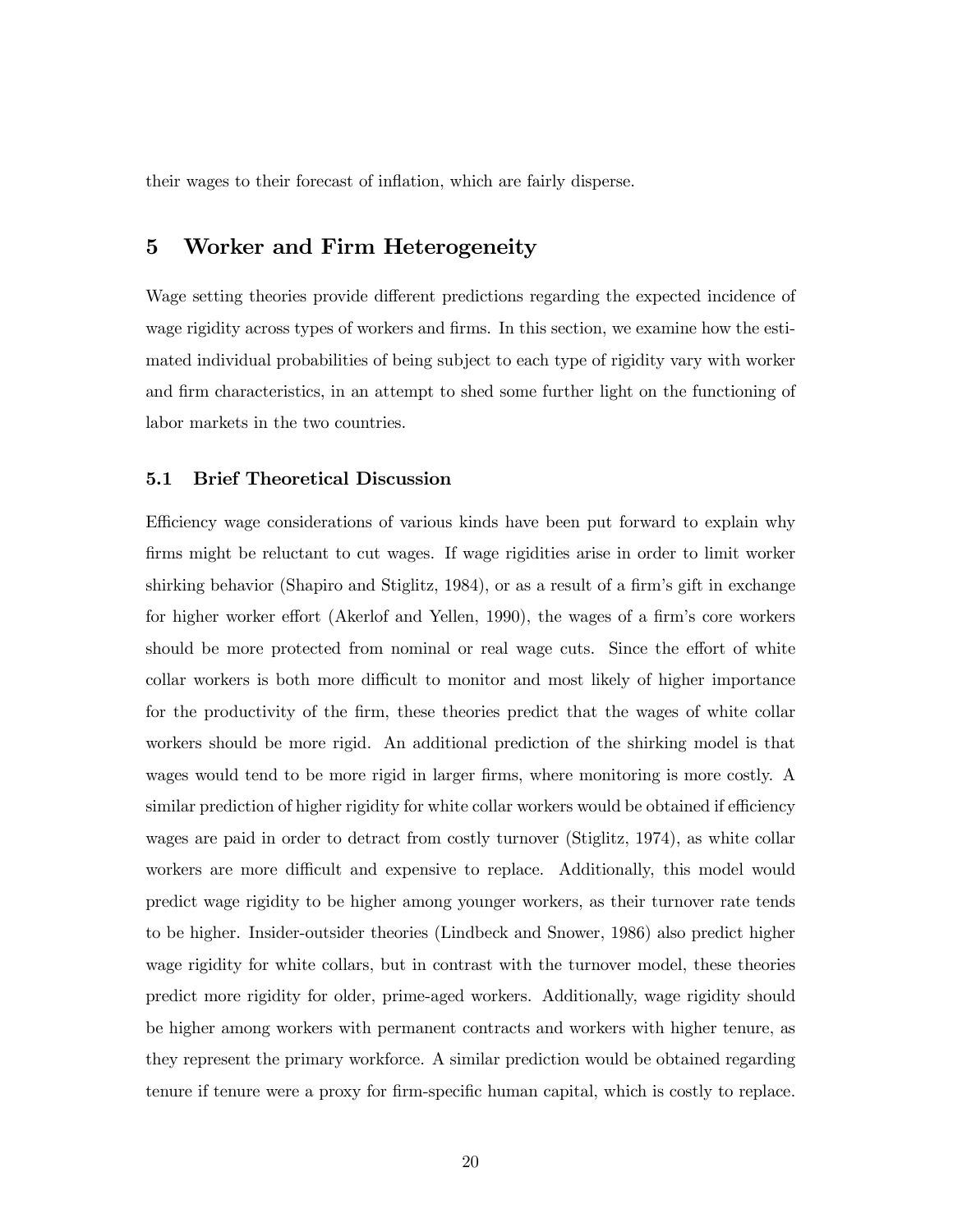their wages to their forecast of inflation, which are fairly disperse.

## 5 Worker and Firm Heterogeneity

Wage setting theories provide different predictions regarding the expected incidence of wage rigidity across types of workers and firms. In this section, we examine how the estimated individual probabilities of being subject to each type of rigidity vary with worker and firm characteristics, in an attempt to shed some further light on the functioning of labor markets in the two countries.

### 5.1 Brief Theoretical Discussion

Efficiency wage considerations of various kinds have been put forward to explain why firms might be reluctant to cut wages. If wage rigidities arise in order to limit worker shirking behavior (Shapiro and Stiglitz, 1984), or as a result of a firm's gift in exchange for higher worker effort (Akerlof and Yellen, 1990), the wages of a firm's core workers should be more protected from nominal or real wage cuts. Since the effort of white collar workers is both more difficult to monitor and most likely of higher importance for the productivity of the firm, these theories predict that the wages of white collar workers should be more rigid. An additional prediction of the shirking model is that wages would tend to be more rigid in larger firms, where monitoring is more costly. A similar prediction of higher rigidity for white collar workers would be obtained if efficiency wages are paid in order to detract from costly turnover (Stiglitz, 1974), as white collar workers are more difficult and expensive to replace. Additionally, this model would predict wage rigidity to be higher among younger workers, as their turnover rate tends to be higher. Insider-outsider theories (Lindbeck and Snower, 1986) also predict higher wage rigidity for white collars, but in contrast with the turnover model, these theories predict more rigidity for older, prime-aged workers. Additionally, wage rigidity should be higher among workers with permanent contracts and workers with higher tenure, as they represent the primary workforce. A similar prediction would be obtained regarding tenure if tenure were a proxy for firm-specific human capital, which is costly to replace.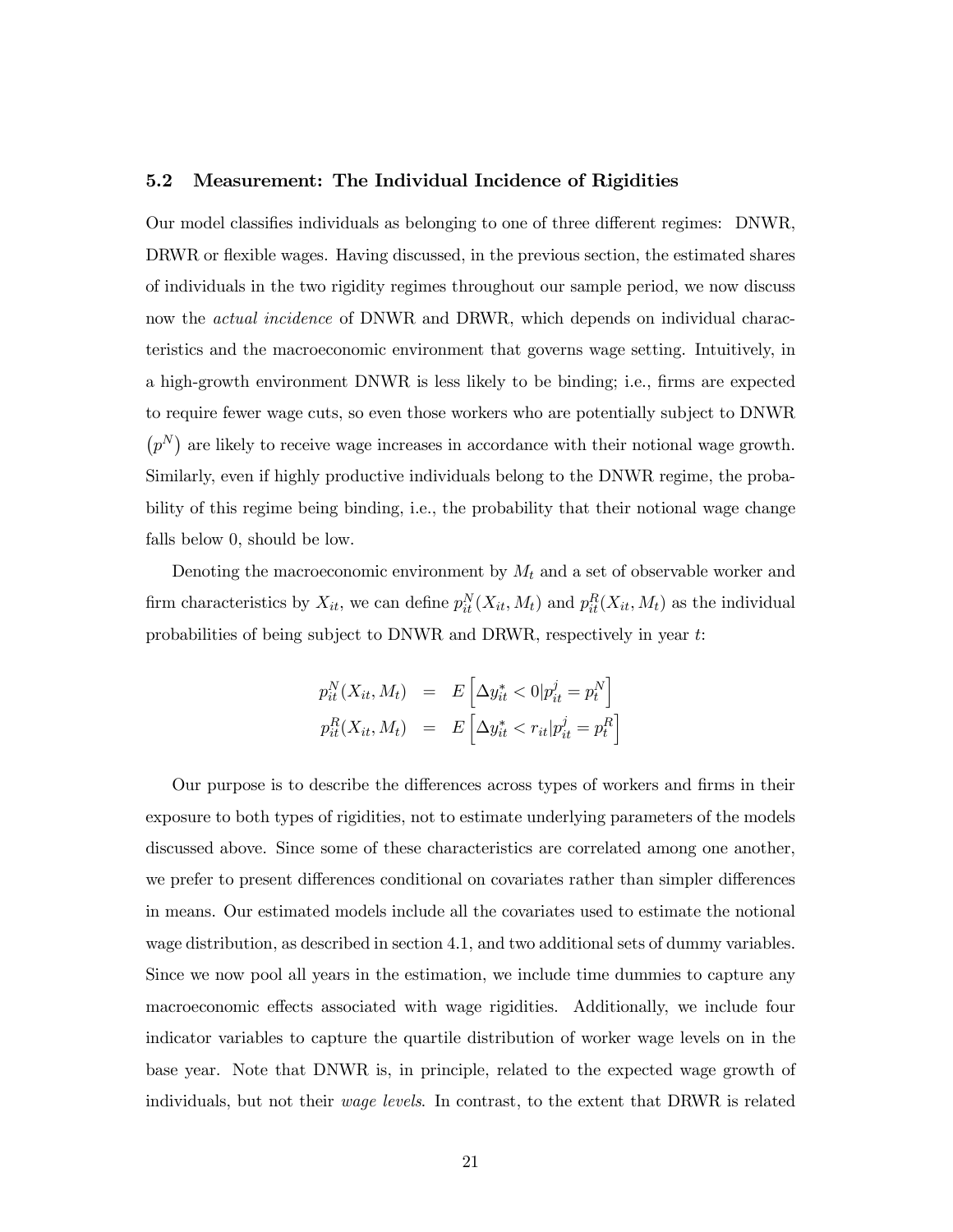### 5.2 Measurement: The Individual Incidence of Rigidities

Our model classifies individuals as belonging to one of three different regimes: DNWR, DRWR or flexible wages. Having discussed, in the previous section, the estimated shares of individuals in the two rigidity regimes throughout our sample period, we now discuss now the *actual incidence* of DNWR and DRWR, which depends on individual characteristics and the macroeconomic environment that governs wage setting. Intuitively, in a high-growth environment DNWR is less likely to be binding; i.e., firms are expected to require fewer wage cuts, so even those workers who are potentially subject to DNWR $(p^N)$ are likely to receive wage increases in accordance with their notional wage growth. Similarly, even if highly productive individuals belong to the DNWR regime, the probability of this regime being binding, i.e., the probability that their notional wage change falls below 0, should be low.

Denoting the macroeconomic environment by $M_t$ and a set of observable worker and firm characteristics by $X_{it}$, we can define $p^N_{it}(X_{it}, M_t)$ and $p^R_{it}(X_{it}, M_t)$ as the individual probabilities of being subject to DNWR and DRWR, respectively in year $t$:

$$
\begin{aligned}
p^N_{it}(X_{it}, M_t) &= E\left[\Delta y^*_{it} < 0 | p^j_{it} = p^N_t\right] \\
p^R_{it}(X_{it}, M_t) &= E\left[\Delta y^*_{it} < r_{it} | p^j_{it} = p^R_t\right]
\end{aligned}
$$

Our purpose is to describe the differences across types of workers and firms in their exposure to both types of rigidities, not to estimate underlying parameters of the models discussed above. Since some of these characteristics are correlated among one another, we prefer to present differences conditional on covariates rather than simpler differences in means. Our estimated models include all the covariates used to estimate the notional wage distribution, as described in section 4.1, and two additional sets of dummy variables. Since we now pool all years in the estimation, we include time dummies to capture any macroeconomic effects associated with wage rigidities. Additionally, we include four indicator variables to capture the quartile distribution of worker wage levels on in the base year. Note that DNWR is, in principle, related to the expected wage growth of individuals, but not their *wage levels*. In contrast, to the extent that DRWR is related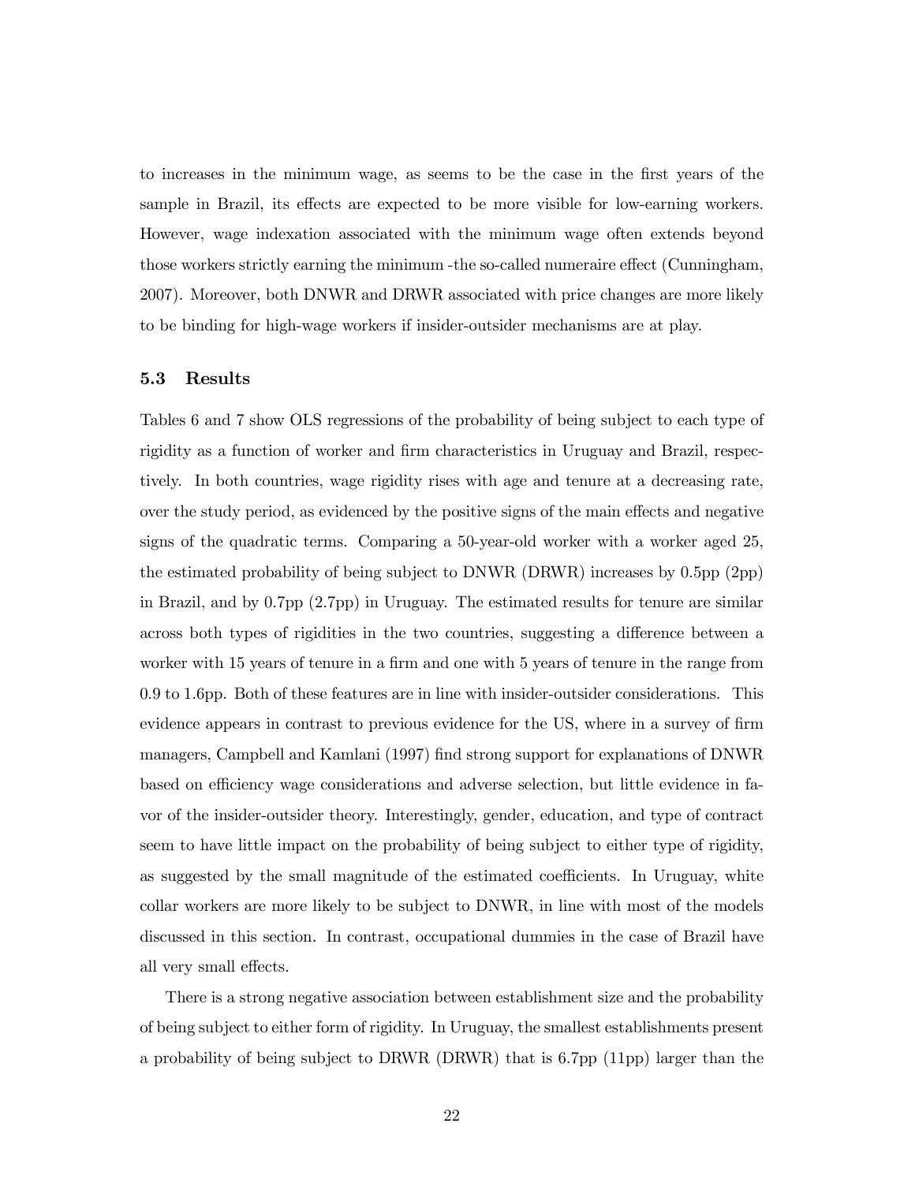to increases in the minimum wage, as seems to be the case in the first years of the sample in Brazil, its effects are expected to be more visible for low-earning workers. However, wage indexation associated with the minimum wage often extends beyond those workers strictly earning the minimum -the so-called numeraire effect (Cunningham, 2007). Moreover, both DNWR and DRWR associated with price changes are more likely to be binding for high-wage workers if insider-outsider mechanisms are at play.

### 5.3 Results

Tables 6 and 7 show OLS regressions of the probability of being subject to each type of rigidity as a function of worker and firm characteristics in Uruguay and Brazil, respectively. In both countries, wage rigidity rises with age and tenure at a decreasing rate, over the study period, as evidenced by the positive signs of the main effects and negative signs of the quadratic terms. Comparing a 50-year-old worker with a worker aged 25, the estimated probability of being subject to DNWR (DRWR) increases by 0.5pp (2pp) in Brazil, and by 0.7pp (2.7pp) in Uruguay. The estimated results for tenure are similar across both types of rigidities in the two countries, suggesting a difference between a worker with 15 years of tenure in a firm and one with 5 years of tenure in the range from 0.9 to 1.6pp. Both of these features are in line with insider-outsider considerations. This evidence appears in contrast to previous evidence for the US, where in a survey of firm managers, Campbell and Kamlani (1997) find strong support for explanations of DNWR based on efficiency wage considerations and adverse selection, but little evidence in favor of the insider-outsider theory. Interestingly, gender, education, and type of contract seem to have little impact on the probability of being subject to either type of rigidity, as suggested by the small magnitude of the estimated coefficients. In Uruguay, white collar workers are more likely to be subject to DNWR, in line with most of the models discussed in this section. In contrast, occupational dummies in the case of Brazil have all very small effects.

There is a strong negative association between establishment size and the probability of being subject to either form of rigidity. In Uruguay, the smallest establishments present a probability of being subject to DRWR (DRWR) that is 6.7pp (11pp) larger than the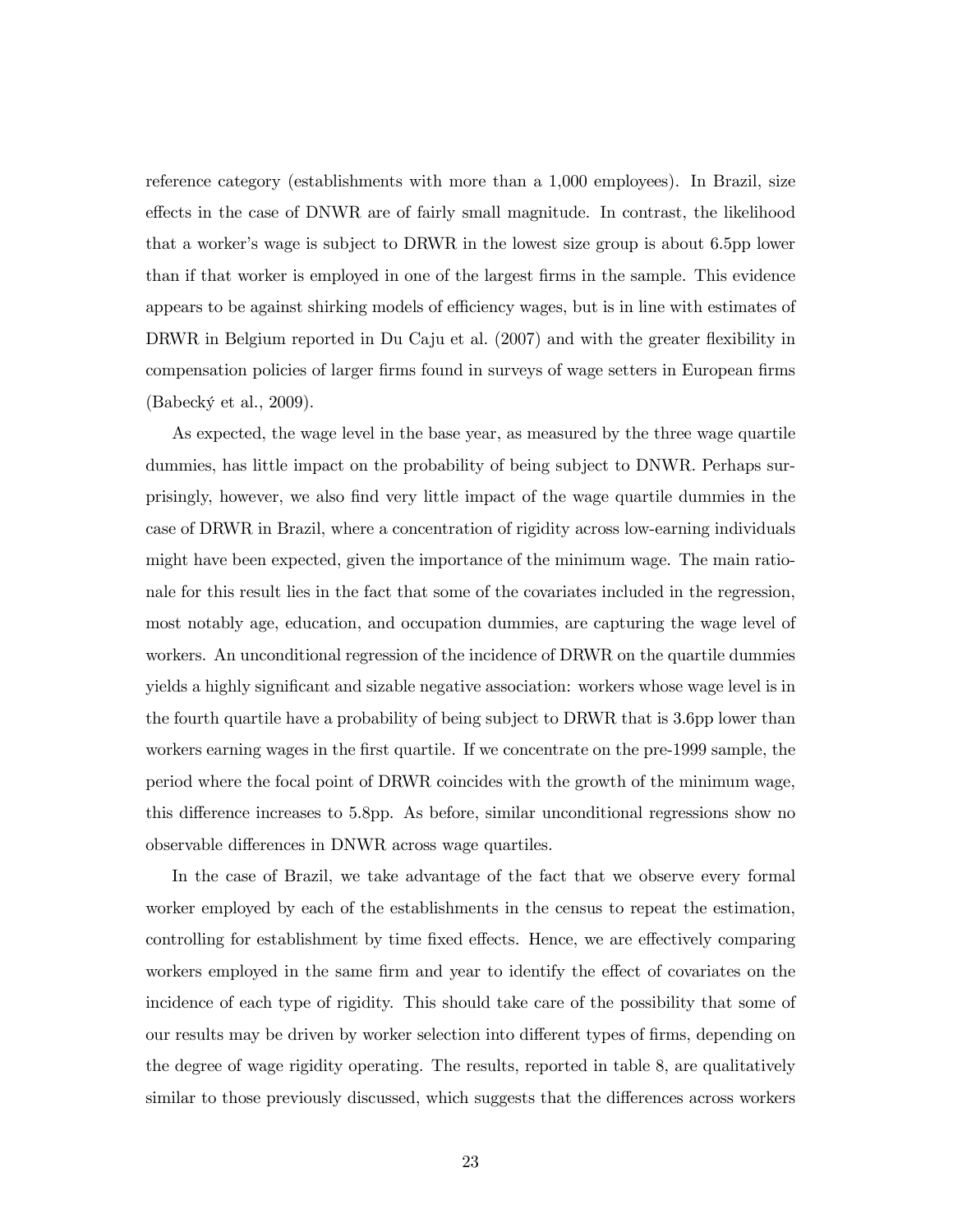reference category (establishments with more than a 1,000 employees). In Brazil, size effects in the case of DNWR are of fairly small magnitude. In contrast, the likelihood that a worker's wage is subject to DRWR in the lowest size group is about 6.5pp lower than if that worker is employed in one of the largest firms in the sample. This evidence appears to be against shirking models of efficiency wages, but is in line with estimates of DRWR in Belgium reported in Du Caju et al. (2007) and with the greater flexibility in compensation policies of larger firms found in surveys of wage setters in European firms (Babecký et al., 2009).

As expected, the wage level in the base year, as measured by the three wage quartile dummies, has little impact on the probability of being subject to DNWR. Perhaps surprisingly, however, we also find very little impact of the wage quartile dummies in the case of DRWR in Brazil, where a concentration of rigidity across low-earning individuals might have been expected, given the importance of the minimum wage. The main rationale for this result lies in the fact that some of the covariates included in the regression, most notably age, education, and occupation dummies, are capturing the wage level of workers. An unconditional regression of the incidence of DRWR on the quartile dummies yields a highly significant and sizable negative association: workers whose wage level is in the fourth quartile have a probability of being subject to DRWR that is 3.6pp lower than workers earning wages in the first quartile. If we concentrate on the pre-1999 sample, the period where the focal point of DRWR coincides with the growth of the minimum wage, this difference increases to 5.8pp. As before, similar unconditional regressions show no observable differences in DNWR across wage quartiles.

In the case of Brazil, we take advantage of the fact that we observe every formal worker employed by each of the establishments in the census to repeat the estimation, controlling for establishment by time fixed effects. Hence, we are effectively comparing workers employed in the same firm and year to identify the effect of covariates on the incidence of each type of rigidity. This should take care of the possibility that some of our results may be driven by worker selection into different types of firms, depending on the degree of wage rigidity operating. The results, reported in table 8, are qualitatively similar to those previously discussed, which suggests that the differences across workers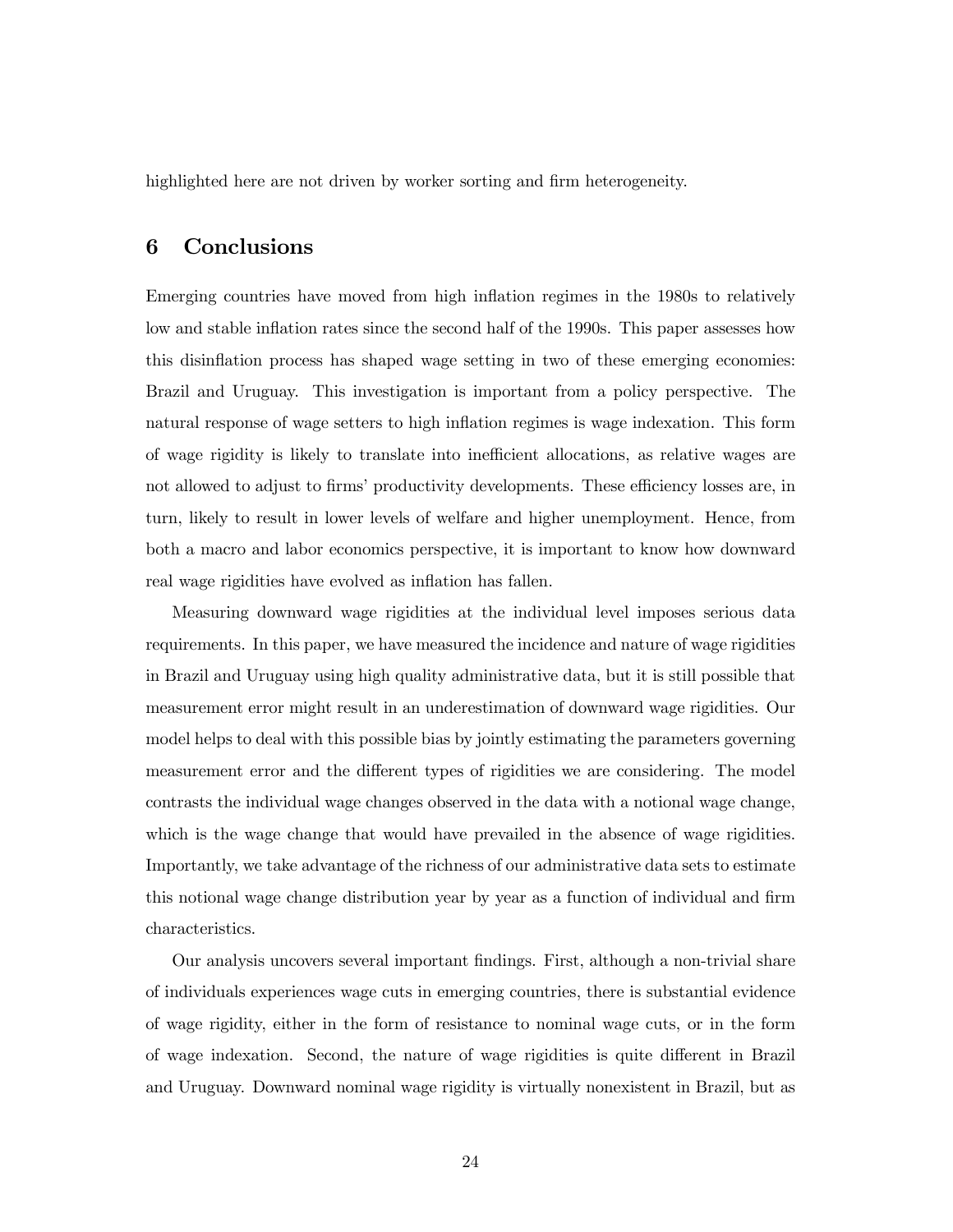highlighted here are not driven by worker sorting and firm heterogeneity.

## 6 Conclusions

Emerging countries have moved from high inflation regimes in the 1980s to relatively low and stable inflation rates since the second half of the 1990s. This paper assesses how this disinflation process has shaped wage setting in two of these emerging economies: Brazil and Uruguay. This investigation is important from a policy perspective. The natural response of wage setters to high inflation regimes is wage indexation. This form of wage rigidity is likely to translate into inefficient allocations, as relative wages are not allowed to adjust to firms' productivity developments. These efficiency losses are, in turn, likely to result in lower levels of welfare and higher unemployment. Hence, from both a macro and labor economics perspective, it is important to know how downward real wage rigidities have evolved as inflation has fallen.

Measuring downward wage rigidities at the individual level imposes serious data requirements. In this paper, we have measured the incidence and nature of wage rigidities in Brazil and Uruguay using high quality administrative data, but it is still possible that measurement error might result in an underestimation of downward wage rigidities. Our model helps to deal with this possible bias by jointly estimating the parameters governing measurement error and the different types of rigidities we are considering. The model contrasts the individual wage changes observed in the data with a notional wage change, which is the wage change that would have prevailed in the absence of wage rigidities. Importantly, we take advantage of the richness of our administrative data sets to estimate this notional wage change distribution year by year as a function of individual and firm characteristics.

Our analysis uncovers several important findings. First, although a non-trivial share of individuals experiences wage cuts in emerging countries, there is substantial evidence of wage rigidity, either in the form of resistance to nominal wage cuts, or in the form of wage indexation. Second, the nature of wage rigidities is quite different in Brazil and Uruguay. Downward nominal wage rigidity is virtually nonexistent in Brazil, but as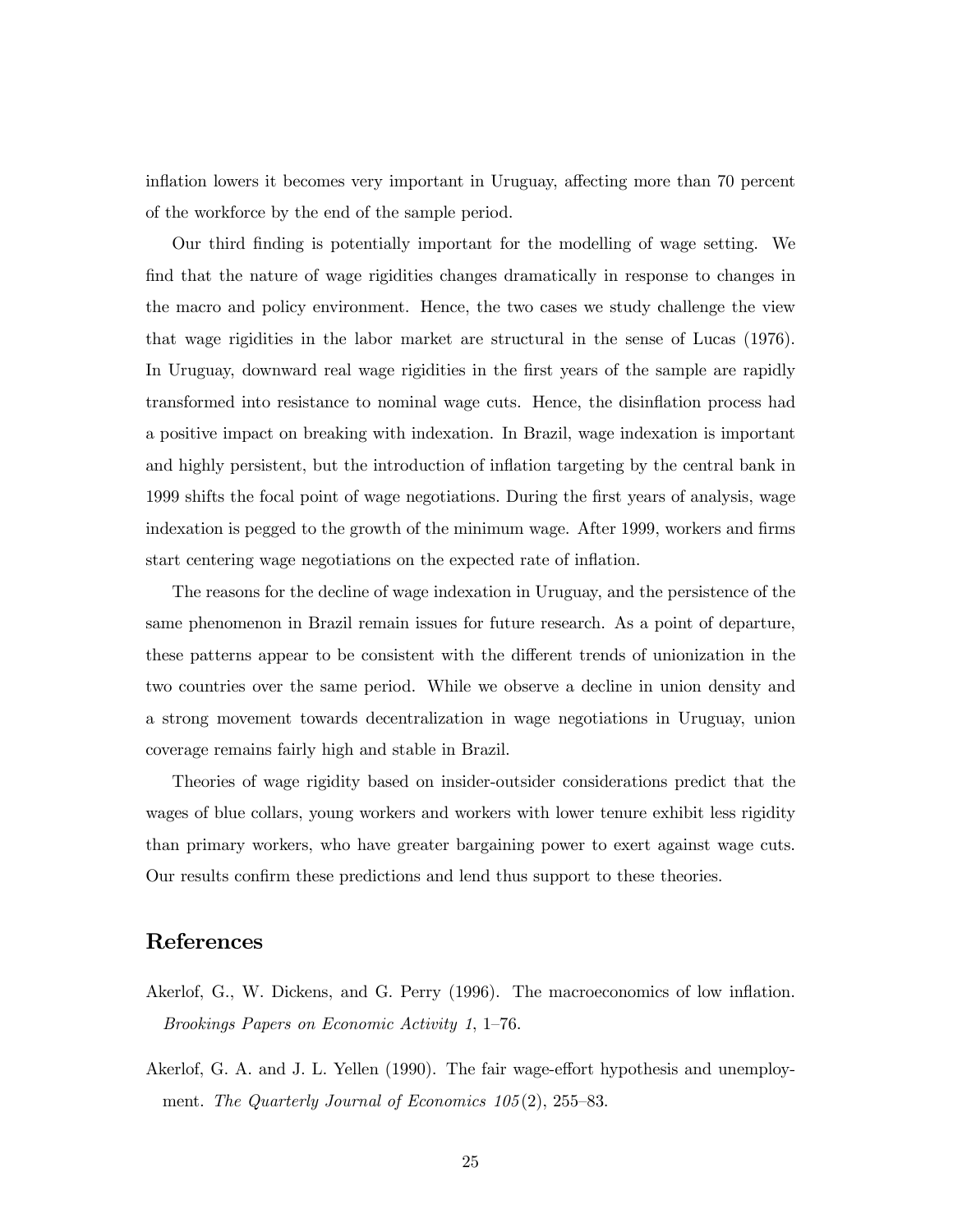inflation lowers it becomes very important in Uruguay, affecting more than 70 percent of the workforce by the end of the sample period.

Our third finding is potentially important for the modelling of wage setting. We find that the nature of wage rigidities changes dramatically in response to changes in the macro and policy environment. Hence, the two cases we study challenge the view that wage rigidities in the labor market are structural in the sense of Lucas (1976). In Uruguay, downward real wage rigidities in the first years of the sample are rapidly transformed into resistance to nominal wage cuts. Hence, the disinflation process had a positive impact on breaking with indexation. In Brazil, wage indexation is important and highly persistent, but the introduction of inflation targeting by the central bank in 1999 shifts the focal point of wage negotiations. During the first years of analysis, wage indexation is pegged to the growth of the minimum wage. After 1999, workers and firms start centering wage negotiations on the expected rate of inflation.

The reasons for the decline of wage indexation in Uruguay, and the persistence of the same phenomenon in Brazil remain issues for future research. As a point of departure, these patterns appear to be consistent with the different trends of unionization in the two countries over the same period. While we observe a decline in union density and a strong movement towards decentralization in wage negotiations in Uruguay, union coverage remains fairly high and stable in Brazil.

Theories of wage rigidity based on insider-outsider considerations predict that the wages of blue collars, young workers and workers with lower tenure exhibit less rigidity than primary workers, who have greater bargaining power to exert against wage cuts. Our results confirm these predictions and lend thus support to these theories.

## References

Akerlof, G., W. Dickens, and G. Perry (1996). The macroeconomics of low inflation. *Brookings Papers on Economic Activity 1*, 1–76.

Akerlof, G. A. and J. L. Yellen (1990). The fair wage-effort hypothesis and unemployment. *The Quarterly Journal of Economics 105*(2), 255–83.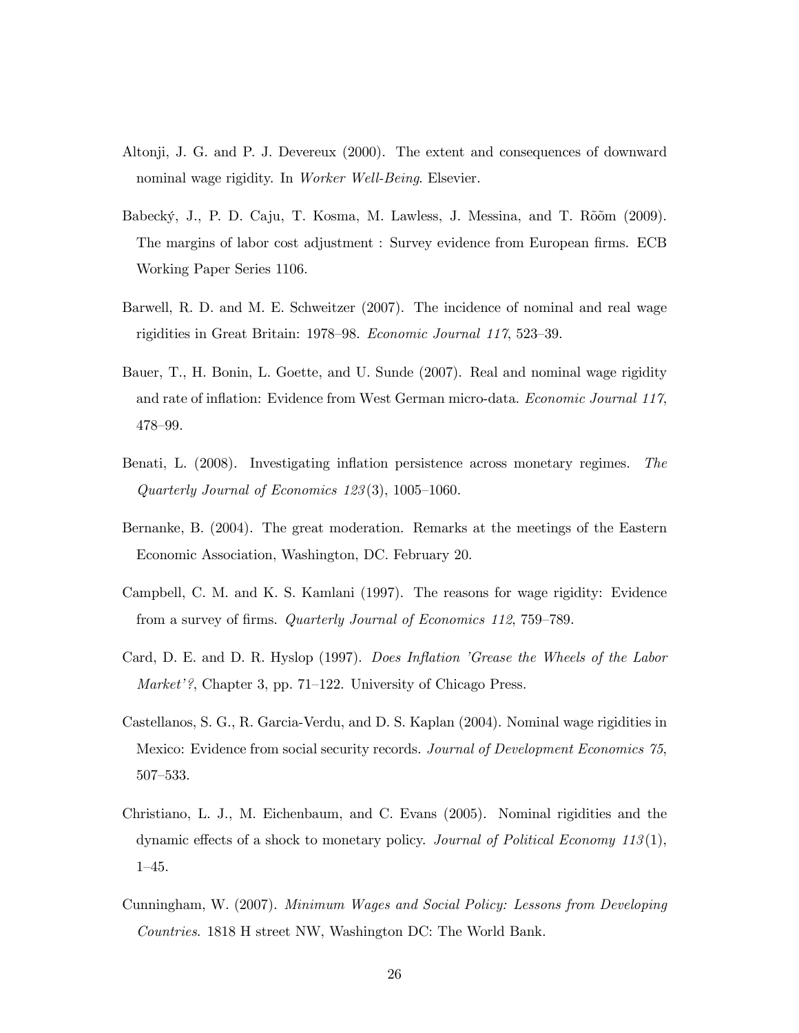Altonji, J. G. and P. J. Devereux (2000). The extent and consequences of downward nominal wage rigidity. In *Worker Well-Being*. Elsevier.

Babecký, J., P. D. Caju, T. Kosma, M. Lawless, J. Messina, and T. Rõõm (2009). The margins of labor cost adjustment : Survey evidence from European firms. ECB Working Paper Series 1106.

Barwell, R. D. and M. E. Schweitzer (2007). The incidence of nominal and real wage rigidities in Great Britain: 1978–98. *Economic Journal 117*, 523–39.

Bauer, T., H. Bonin, L. Goette, and U. Sunde (2007). Real and nominal wage rigidity and rate of inflation: Evidence from West German micro-data. *Economic Journal 117*, 478–99.

Benati, L. (2008). Investigating inflation persistence across monetary regimes. *The Quarterly Journal of Economics 123*(3), 1005–1060.

Bernanke, B. (2004). The great moderation. Remarks at the meetings of the Eastern Economic Association, Washington, DC. February 20.

Campbell, C. M. and K. S. Kamlani (1997). The reasons for wage rigidity: Evidence from a survey of firms. *Quarterly Journal of Economics 112*, 759–789.

Card, D. E. and D. R. Hyslop (1997). *Does Inflation 'Grease the Wheels of the Labor Market'?*, Chapter 3, pp. 71–122. University of Chicago Press.

Castellanos, S. G., R. Garcia-Verdu, and D. S. Kaplan (2004). Nominal wage rigidities in Mexico: Evidence from social security records. *Journal of Development Economics 75*, 507–533.

Christiano, L. J., M. Eichenbaum, and C. Evans (2005). Nominal rigidities and the dynamic effects of a shock to monetary policy. *Journal of Political Economy 113*(1), 1–45.

Cunningham, W. (2007). *Minimum Wages and Social Policy: Lessons from Developing Countries*. 1818 H street NW, Washington DC: The World Bank.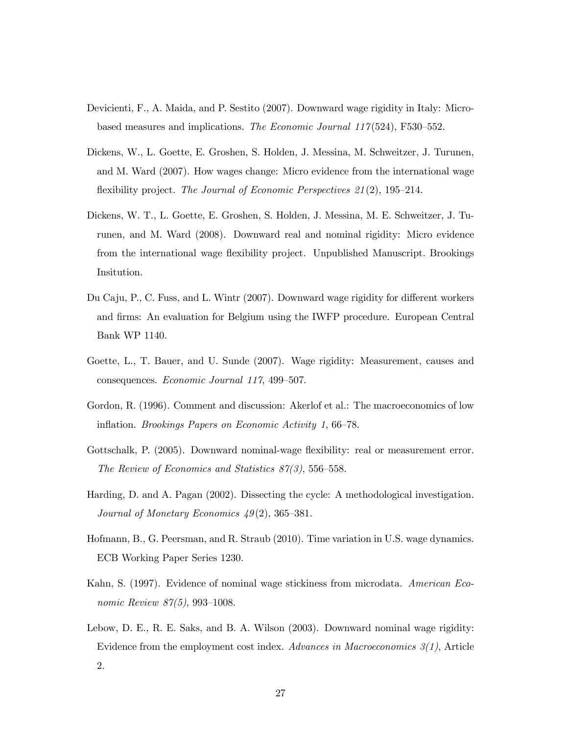Devicienti, F., A. Maida, and P. Sestito (2007). Downward wage rigidity in Italy: Micro-based measures and implications. *The Economic Journal 117*(524), F530–552.

Dickens, W., L. Goette, E. Groshen, S. Holden, J. Messina, M. Schweitzer, J. Turunen, and M. Ward (2007). How wages change: Micro evidence from the international wage flexibility project. *The Journal of Economic Perspectives 21*(2), 195–214.

Dickens, W. T., L. Goette, E. Groshen, S. Holden, J. Messina, M. E. Schweitzer, J. Turunen, and M. Ward (2008). Downward real and nominal rigidity: Micro evidence from the international wage flexibility project. Unpublished Manuscript. Brookings Insitution.

Du Caju, P., C. Fuss, and L. Wintr (2007). Downward wage rigidity for different workers and firms: An evaluation for Belgium using the IWFP procedure. European Central Bank WP 1140.

Goette, L., T. Bauer, and U. Sunde (2007). Wage rigidity: Measurement, causes and consequences. *Economic Journal 117*, 499–507.

Gordon, R. (1996). Comment and discussion: Akerlof et al.: The macroeconomics of low inflation. *Brookings Papers on Economic Activity 1*, 66–78.

Gottschalk, P. (2005). Downward nominal-wage flexibility: real or measurement error. *The Review of Economics and Statistics 87(3)*, 556–558.

Harding, D. and A. Pagan (2002). Dissecting the cycle: A methodological investigation. *Journal of Monetary Economics 49*(2), 365–381.

Hofmann, B., G. Peersman, and R. Straub (2010). Time variation in U.S. wage dynamics. ECB Working Paper Series 1230.

Kahn, S. (1997). Evidence of nominal wage stickiness from microdata. *American Economic Review 87(5)*, 993–1008.

Lebow, D. E., R. E. Saks, and B. A. Wilson (2003). Downward nominal wage rigidity: Evidence from the employment cost index. *Advances in Macroeconomics 3(1)*, Article 2.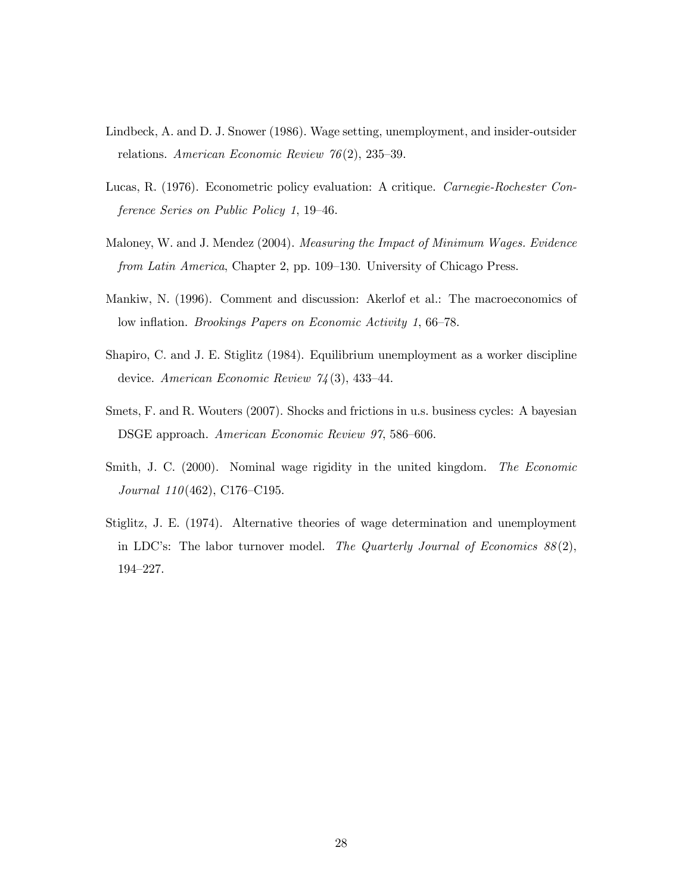Lindbeck, A. and D. J. Snower (1986). Wage setting, unemployment, and insider-outsider relations. *American Economic Review 76*(2), 235–39.

Lucas, R. (1976). Econometric policy evaluation: A critique. *Carnegie-Rochester Conference Series on Public Policy 1*, 19–46.

Maloney, W. and J. Mendez (2004). *Measuring the Impact of Minimum Wages. Evidence from Latin America*, Chapter 2, pp. 109–130. University of Chicago Press.

Mankiw, N. (1996). Comment and discussion: Akerlof et al.: The macroeconomics of low inflation. *Brookings Papers on Economic Activity 1*, 66–78.

Shapiro, C. and J. E. Stiglitz (1984). Equilibrium unemployment as a worker discipline device. *American Economic Review 74*(3), 433–44.

Smets, F. and R. Wouters (2007). Shocks and frictions in u.s. business cycles: A bayesian DSGE approach. *American Economic Review 97*, 586–606.

Smith, J. C. (2000). Nominal wage rigidity in the united kingdom. *The Economic Journal 110*(462), C176–C195.

Stiglitz, J. E. (1974). Alternative theories of wage determination and unemployment in LDC's: The labor turnover model. *The Quarterly Journal of Economics 88*(2), 194–227.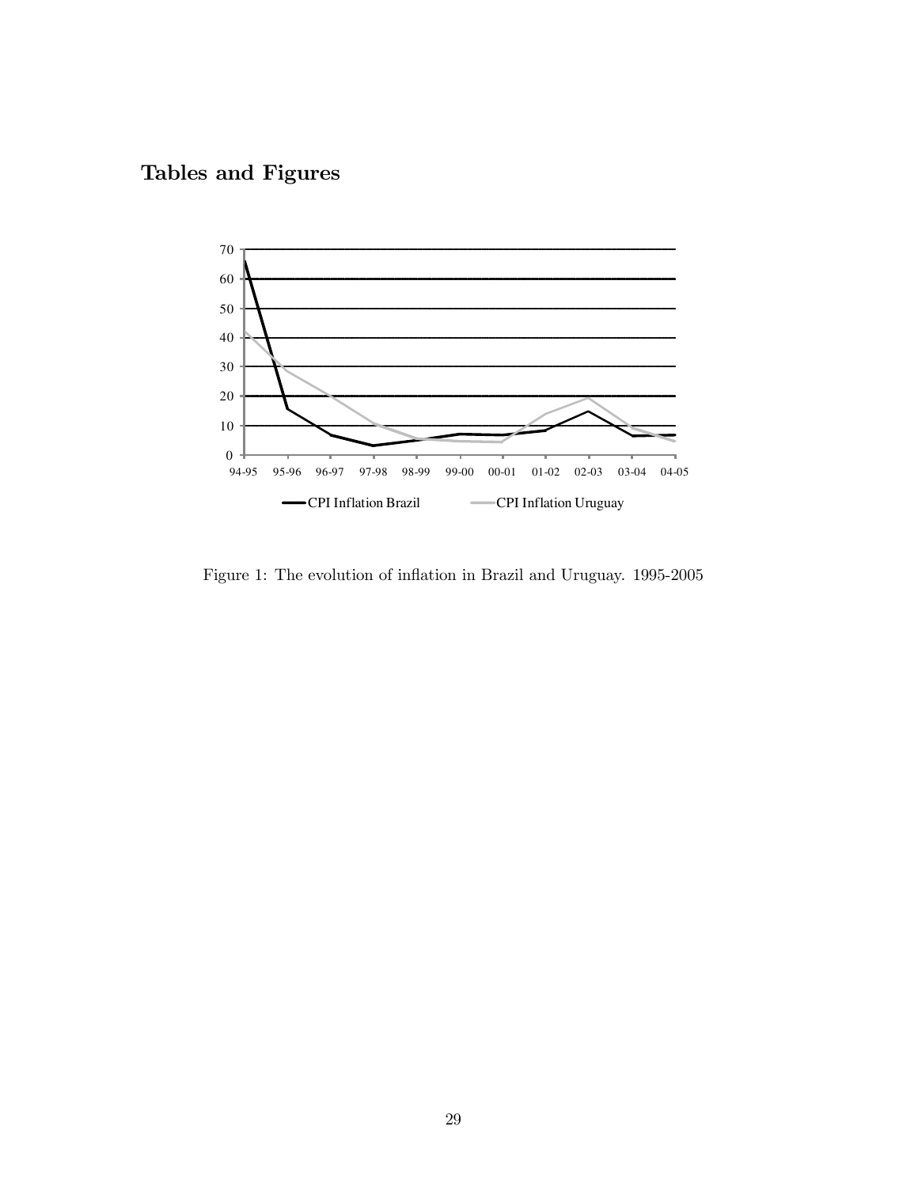## Tables and Figures

Figure 1: The evolution of inflation in Brazil and Uruguay. 1995-2005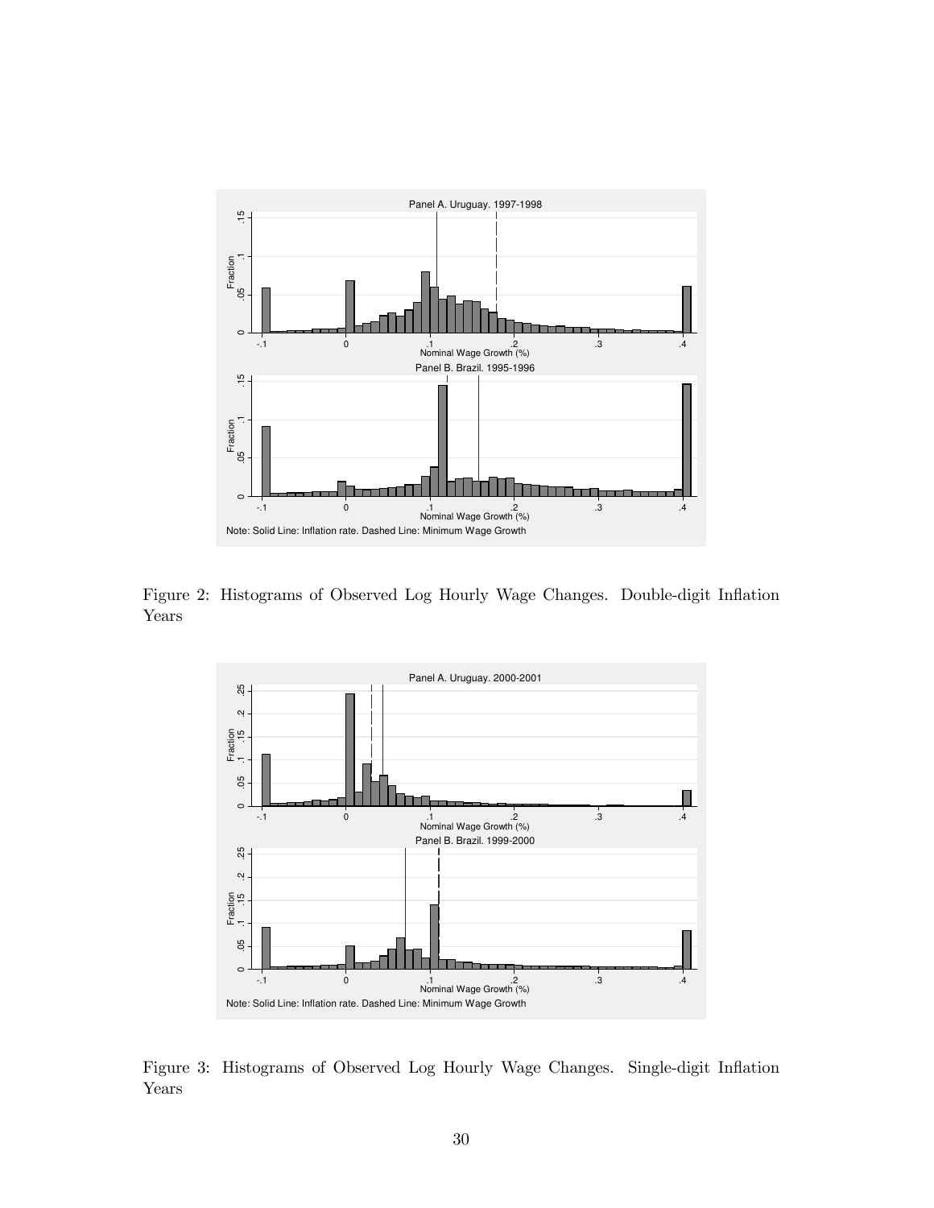Figure 2: Histograms of Observed Log Hourly Wage Changes. Double-digit Inflation Years

Figure 3: Histograms of Observed Log Hourly Wage Changes. Single-digit Inflation Years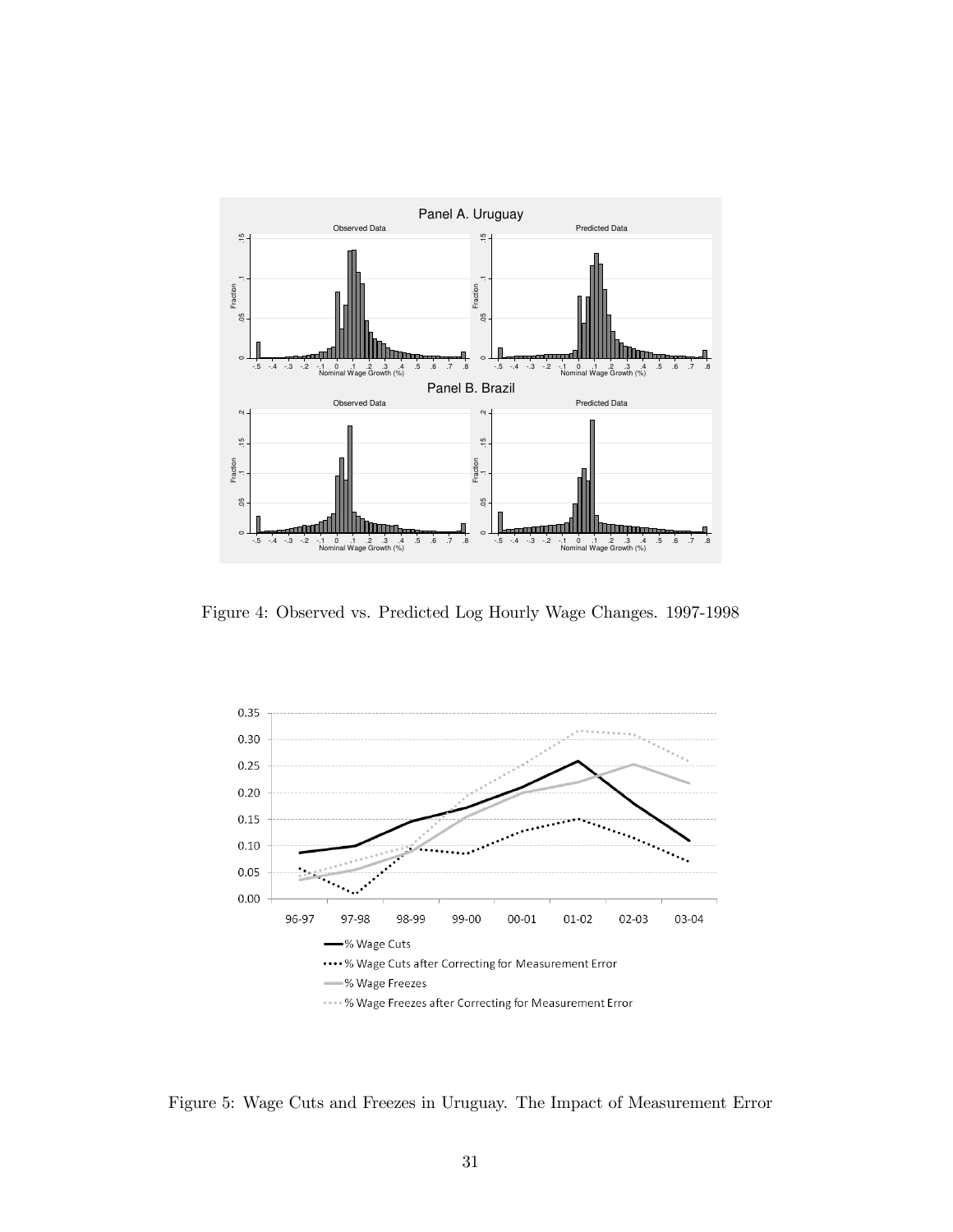Figure 4: Observed vs. Predicted Log Hourly Wage Changes. 1997-1998

Figure 5: Wage Cuts and Freezes in Uruguay. The Impact of Measurement Error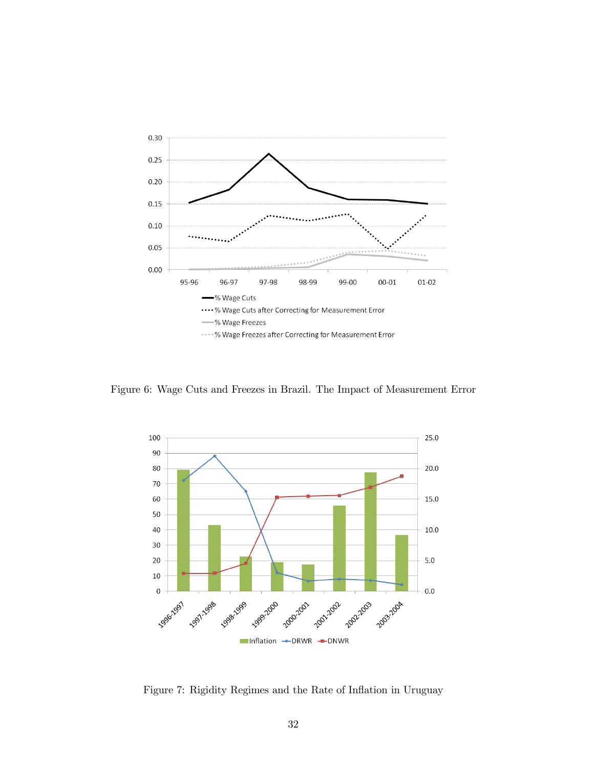Figure 6: Wage Cuts and Freezes in Brazil. The Impact of Measurement Error

Figure 7: Rigidity Regimes and the Rate of Inflation in Uruguay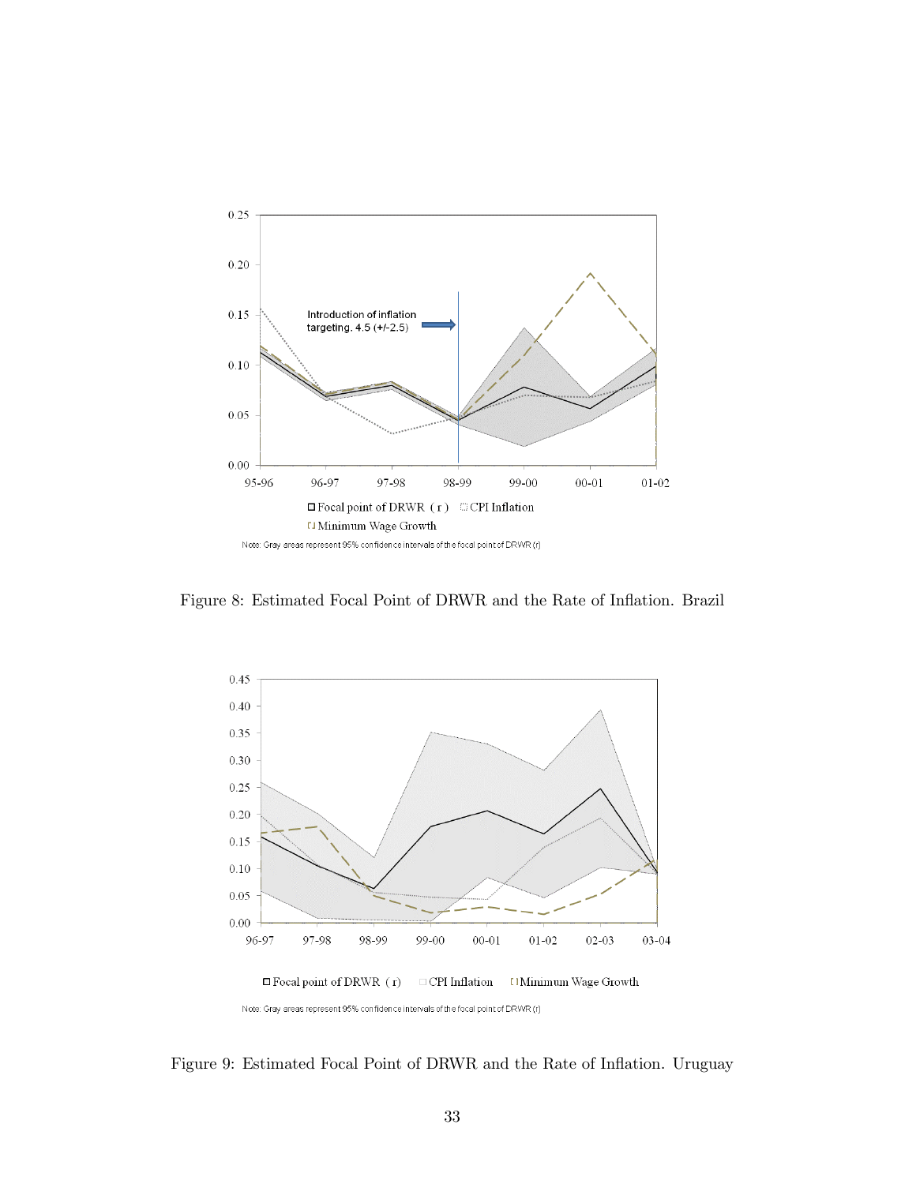Figure 8: Estimated Focal Point of DRWR and the Rate of Inflation. Brazil

Figure 9: Estimated Focal Point of DRWR and the Rate of Inflation. Uruguay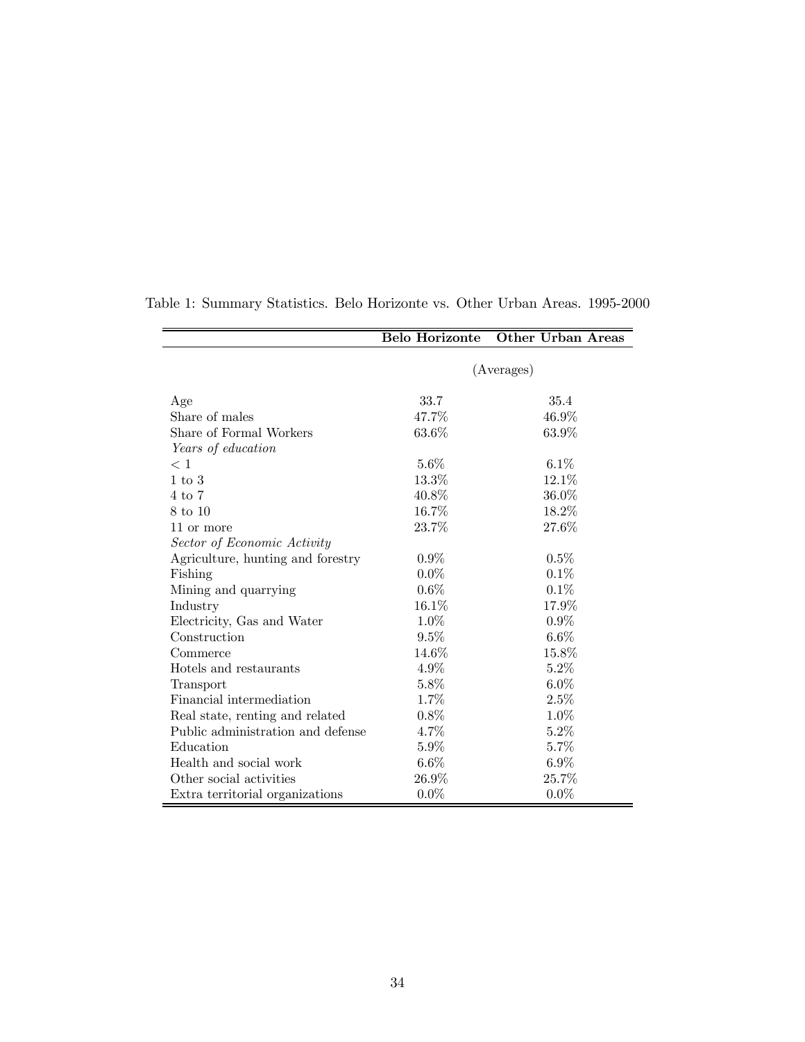Table 1: Summary Statistics. Belo Horizonte vs. Other Urban Areas. 1995-2000

| | **Belo Horizonte** | **Other Urban Areas** |
|---|---|---|
| | (Averages) | |
| Age | 33.7 | 35.4 |
| Share of males | 47.7% | 46.9% |
| Share of Formal Workers | 63.6% | 63.9% |
| *Years of education* | | |
| < 1 | 5.6% | 6.1% |
| 1 to 3 | 13.3% | 12.1% |
| 4 to 7 | 40.8% | 36.0% |
| 8 to 10 | 16.7% | 18.2% |
| 11 or more | 23.7% | 27.6% |
| *Sector of Economic Activity* | | |
| Agriculture, hunting and forestry | 0.9% | 0.5% |
| Fishing | 0.0% | 0.1% |
| Mining and quarrying | 0.6% | 0.1% |
| Industry | 16.1% | 17.9% |
| Electricity, Gas and Water | 1.0% | 0.9% |
| Construction | 9.5% | 6.6% |
| Commerce | 14.6% | 15.8% |
| Hotels and restaurants | 4.9% | 5.2% |
| Transport | 5.8% | 6.0% |
| Financial intermediation | 1.7% | 2.5% |
| Real state, renting and related | 0.8% | 1.0% |
| Public administration and defense | 4.7% | 5.2% |
| Education | 5.9% | 5.7% |
| Health and social work | 6.6% | 6.9% |
| Other social activities | 26.9% | 25.7% |
| Extra territorial organizations | 0.0% | 0.0% |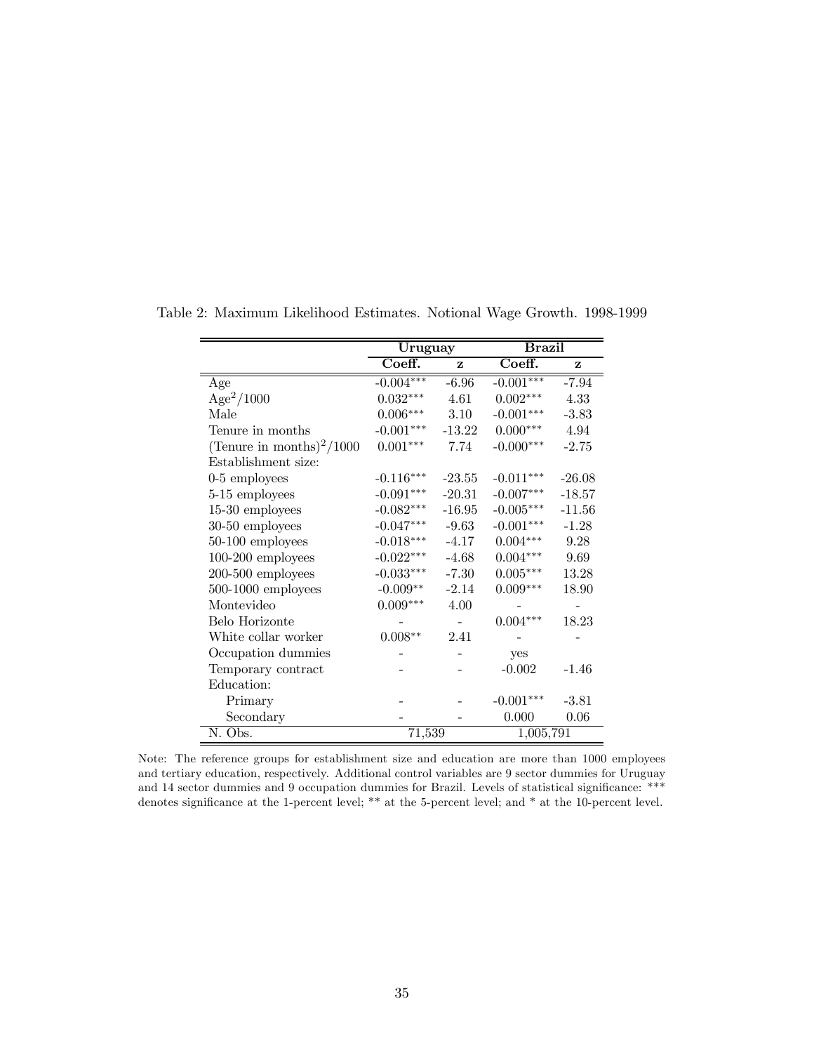Table 2: Maximum Likelihood Estimates. Notional Wage Growth. 1998-1999

| | **Uruguay** | | **Brazil** | |
|---|---|---|---|---|
| | **Coeff.** | **z** | **Coeff.** | **z** |
| Age | -0.004*** | -6.96 | -0.001*** | -7.94 |
| $\text{Age}^2/1000$ | 0.032*** | 4.61 | 0.002*** | 4.33 |
| Male | 0.006*** | 3.10 | -0.001*** | -3.83 |
| Tenure in months | -0.001*** | -13.22 | 0.000*** | 4.94 |
| $(\text{Tenure in months})^2/1000$ | 0.001*** | 7.74 | -0.000*** | -2.75 |
| Establishment size: | | | | |
| 0-5 employees | -0.116*** | -23.55 | -0.011*** | -26.08 |
| 5-15 employees | -0.091*** | -20.31 | -0.007*** | -18.57 |
| 15-30 employees | -0.082*** | -16.95 | -0.005*** | -11.56 |
| 30-50 employees | -0.047*** | -9.63 | -0.001*** | -1.28 |
| 50-100 employees | -0.018*** | -4.17 | 0.004*** | 9.28 |
| 100-200 employees | -0.022*** | -4.68 | 0.004*** | 9.69 |
| 200-500 employees | -0.033*** | -7.30 | 0.005*** | 13.28 |
| 500-1000 employees | -0.009** | -2.14 | 0.009*** | 18.90 |
| Montevideo | 0.009*** | 4.00 | - | - |
| Belo Horizonte | - | - | 0.004*** | 18.23 |
| White collar worker | 0.008** | 2.41 | - | - |
| Occupation dummies | - | - | yes | |
| Temporary contract | - | - | -0.002 | -1.46 |
| Education: | | | | |
| Primary | - | - | -0.001*** | -3.81 |
| Secondary | - | - | 0.000 | 0.06 |
| N. Obs. | 71,539 | | 1,005,791 | |

Note: The reference groups for establishment size and education are more than 1000 employees and tertiary education, respectively. Additional control variables are 9 sector dummies for Uruguay and 14 sector dummies and 9 occupation dummies for Brazil. Levels of statistical significance: *** denotes significance at the 1-percent level; ** at the 5-percent level; and * at the 10-percent level.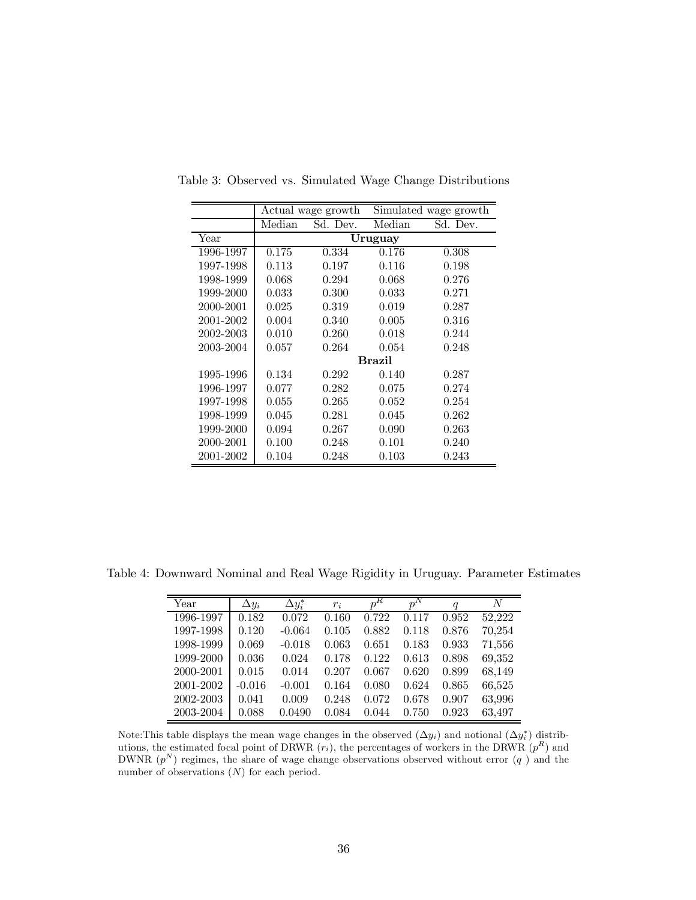Table 3: Observed vs. Simulated Wage Change Distributions

| | Actual wage growth | | Simulated wage growth | |
|---|---|---|---|---|
| | Median | Sd. Dev. | Median | Sd. Dev. |
| Year | **Uruguay** | | | |
| 1996-1997 | 0.175 | 0.334 | 0.176 | 0.308 |
| 1997-1998 | 0.113 | 0.197 | 0.116 | 0.198 |
| 1998-1999 | 0.068 | 0.294 | 0.068 | 0.276 |
| 1999-2000 | 0.033 | 0.300 | 0.033 | 0.271 |
| 2000-2001 | 0.025 | 0.319 | 0.019 | 0.287 |
| 2001-2002 | 0.004 | 0.340 | 0.005 | 0.316 |
| 2002-2003 | 0.010 | 0.260 | 0.018 | 0.244 |
| 2003-2004 | 0.057 | 0.264 | 0.054 | 0.248 |
| | **Brazil** | | | |
| 1995-1996 | 0.134 | 0.292 | 0.140 | 0.287 |
| 1996-1997 | 0.077 | 0.282 | 0.075 | 0.274 |
| 1997-1998 | 0.055 | 0.265 | 0.052 | 0.254 |
| 1998-1999 | 0.045 | 0.281 | 0.045 | 0.262 |
| 1999-2000 | 0.094 | 0.267 | 0.090 | 0.263 |
| 2000-2001 | 0.100 | 0.248 | 0.101 | 0.240 |
| 2001-2002 | 0.104 | 0.248 | 0.103 | 0.243 |

Table 4: Downward Nominal and Real Wage Rigidity in Uruguay. Parameter Estimates

| Year | $\Delta y_i$ | $\Delta y_i^*$ | $r_i$ | $p^R$ | $p^N$ | $q$ | $N$ |
|---|---|---|---|---|---|---|---|
| 1996-1997 | 0.182 | 0.072 | 0.160 | 0.722 | 0.117 | 0.952 | 52,222 |
| 1997-1998 | 0.120 | -0.064 | 0.105 | 0.882 | 0.118 | 0.876 | 70,254 |
| 1998-1999 | 0.069 | -0.018 | 0.063 | 0.651 | 0.183 | 0.933 | 71,556 |
| 1999-2000 | 0.036 | 0.024 | 0.178 | 0.122 | 0.613 | 0.898 | 69,352 |
| 2000-2001 | 0.015 | 0.014 | 0.207 | 0.067 | 0.620 | 0.899 | 68,149 |
| 2001-2002 | -0.016 | -0.001 | 0.164 | 0.080 | 0.624 | 0.865 | 66,525 |
| 2002-2003 | 0.041 | 0.009 | 0.248 | 0.072 | 0.678 | 0.907 | 63,996 |
| 2003-2004 | 0.088 | 0.0490 | 0.084 | 0.044 | 0.750 | 0.923 | 63,497 |

Note:This table displays the mean wage changes in the observed ($\Delta y_i$) and notional ($\Delta y_i^*$) distributions, the estimated focal point of DRWR ($r_i$), the percentages of workers in the DRWR ($p^R$) and DWNR ($p^N$) regimes, the share of wage change observations observed without error ($q$ ) and the number of observations ($N$) for each period.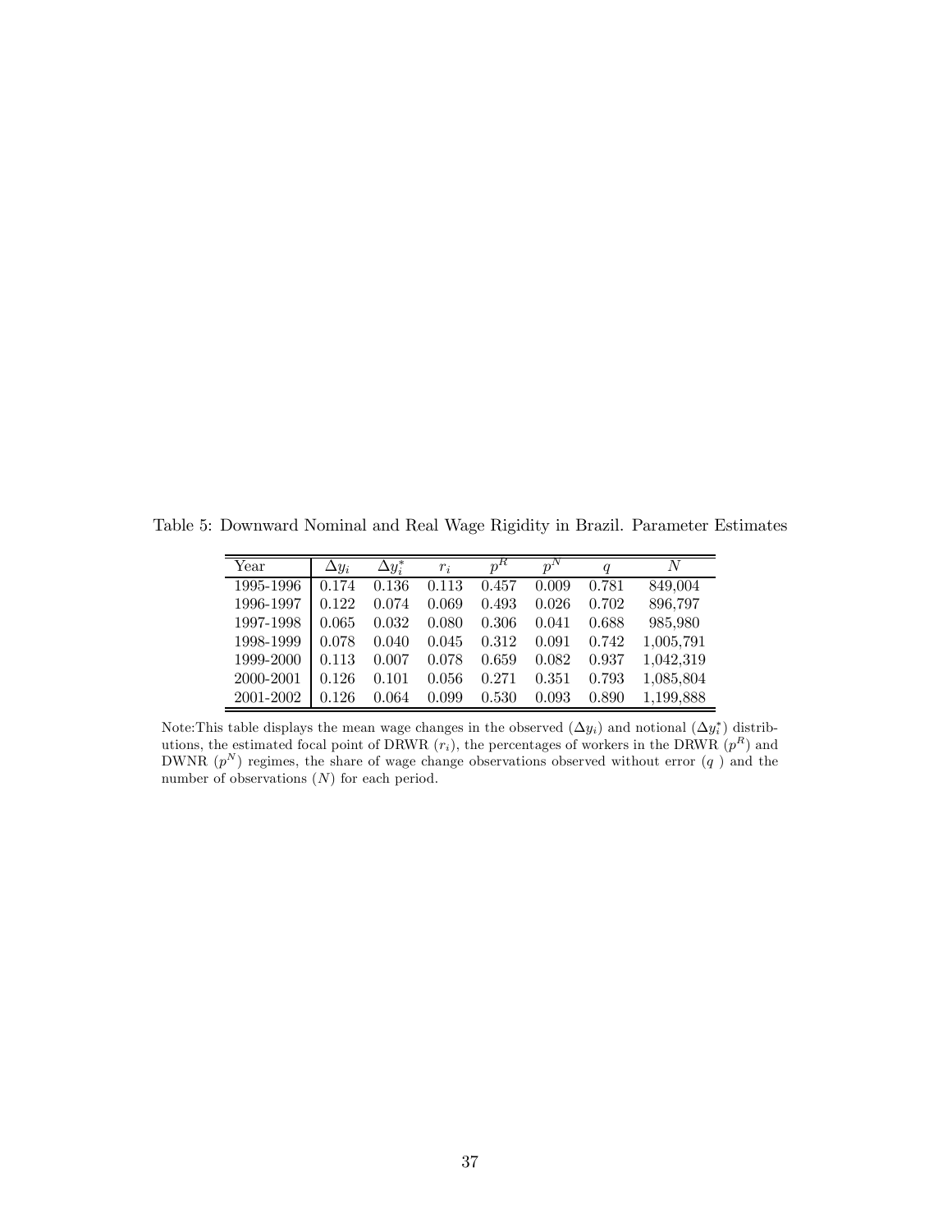Table 5: Downward Nominal and Real Wage Rigidity in Brazil. Parameter Estimates

| Year | $\Delta y_i$ | $\Delta y_i^*$ | $r_i$ | $p^R$ | $p^N$ | $q$ | $N$ |
|---|---|---|---|---|---|---|---|
| 1995-1996 | 0.174 | 0.136 | 0.113 | 0.457 | 0.009 | 0.781 | 849,004 |
| 1996-1997 | 0.122 | 0.074 | 0.069 | 0.493 | 0.026 | 0.702 | 896,797 |
| 1997-1998 | 0.065 | 0.032 | 0.080 | 0.306 | 0.041 | 0.688 | 985,980 |
| 1998-1999 | 0.078 | 0.040 | 0.045 | 0.312 | 0.091 | 0.742 | 1,005,791 |
| 1999-2000 | 0.113 | 0.007 | 0.078 | 0.659 | 0.082 | 0.937 | 1,042,319 |
| 2000-2001 | 0.126 | 0.101 | 0.056 | 0.271 | 0.351 | 0.793 | 1,085,804 |
| 2001-2002 | 0.126 | 0.064 | 0.099 | 0.530 | 0.093 | 0.890 | 1,199,888 |

Note:This table displays the mean wage changes in the observed ($\Delta y_i$) and notional ($\Delta y_i^*$) distributions, the estimated focal point of DRWR ($r_i$), the percentages of workers in the DRWR ($p^R$) and DWNR ($p^N$) regimes, the share of wage change observations observed without error ($q$ ) and the number of observations ($N$) for each period.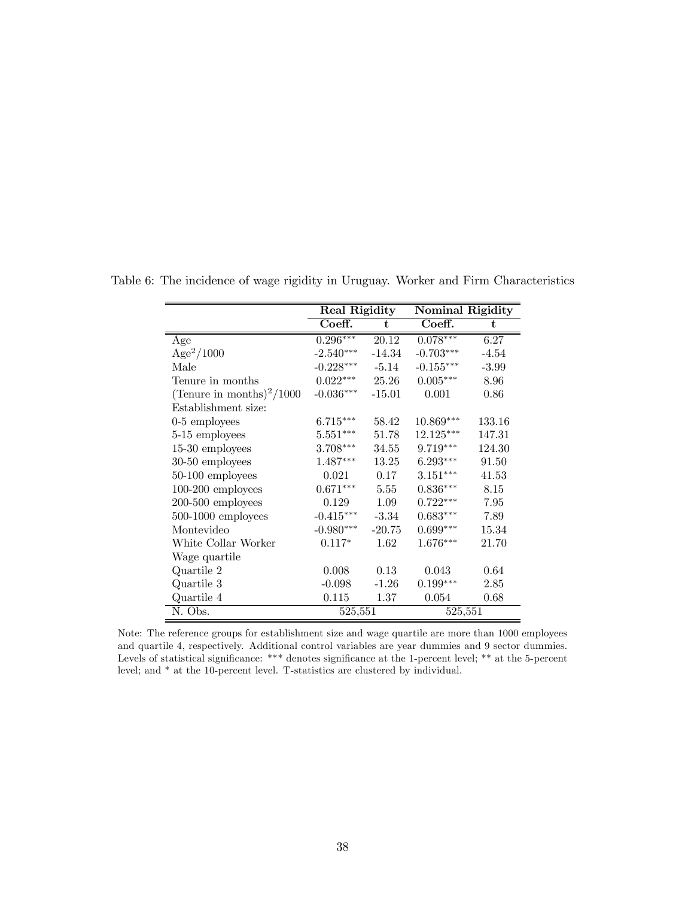Table 6: The incidence of wage rigidity in Uruguay. Worker and Firm Characteristics

| | Real Rigidity | | Nominal Rigidity | |
|---|---|---|---|---|
| | Coeff. | t | Coeff. | t |
| Age | 0.296*** | 20.12 | 0.078*** | 6.27 |
| $Age^2/1000$ | -2.540*** | -14.34 | -0.703*** | -4.54 |
| Male | -0.228*** | -5.14 | -0.155*** | -3.99 |
| Tenure in months | 0.022*** | 25.26 | 0.005*** | 8.96 |
| $(\text{Tenure in months})^2/1000$ | -0.036*** | -15.01 | 0.001 | 0.86 |
| Establishment size: | | | | |
| 0-5 employees | 6.715*** | 58.42 | 10.869*** | 133.16 |
| 5-15 employees | 5.551*** | 51.78 | 12.125*** | 147.31 |
| 15-30 employees | 3.708*** | 34.55 | 9.719*** | 124.30 |
| 30-50 employees | 1.487*** | 13.25 | 6.293*** | 91.50 |
| 50-100 employees | 0.021 | 0.17 | 3.151*** | 41.53 |
| 100-200 employees | 0.671*** | 5.55 | 0.836*** | 8.15 |
| 200-500 employees | 0.129 | 1.09 | 0.722*** | 7.95 |
| 500-1000 employees | -0.415*** | -3.34 | 0.683*** | 7.89 |
| Montevideo | -0.980*** | -20.75 | 0.699*** | 15.34 |
| White Collar Worker | 0.117* | 1.62 | 1.676*** | 21.70 |
| Wage quartile | | | | |
| Quartile 2 | 0.008 | 0.13 | 0.043 | 0.64 |
| Quartile 3 | -0.098 | -1.26 | 0.199*** | 2.85 |
| Quartile 4 | 0.115 | 1.37 | 0.054 | 0.68 |
| N. Obs. | 525,551 | | 525,551 | |

Note: The reference groups for establishment size and wage quartile are more than 1000 employees and quartile 4, respectively. Additional control variables are year dummies and 9 sector dummies. Levels of statistical significance: *** denotes significance at the 1-percent level; ** at the 5-percent level; and * at the 10-percent level. T-statistics are clustered by individual.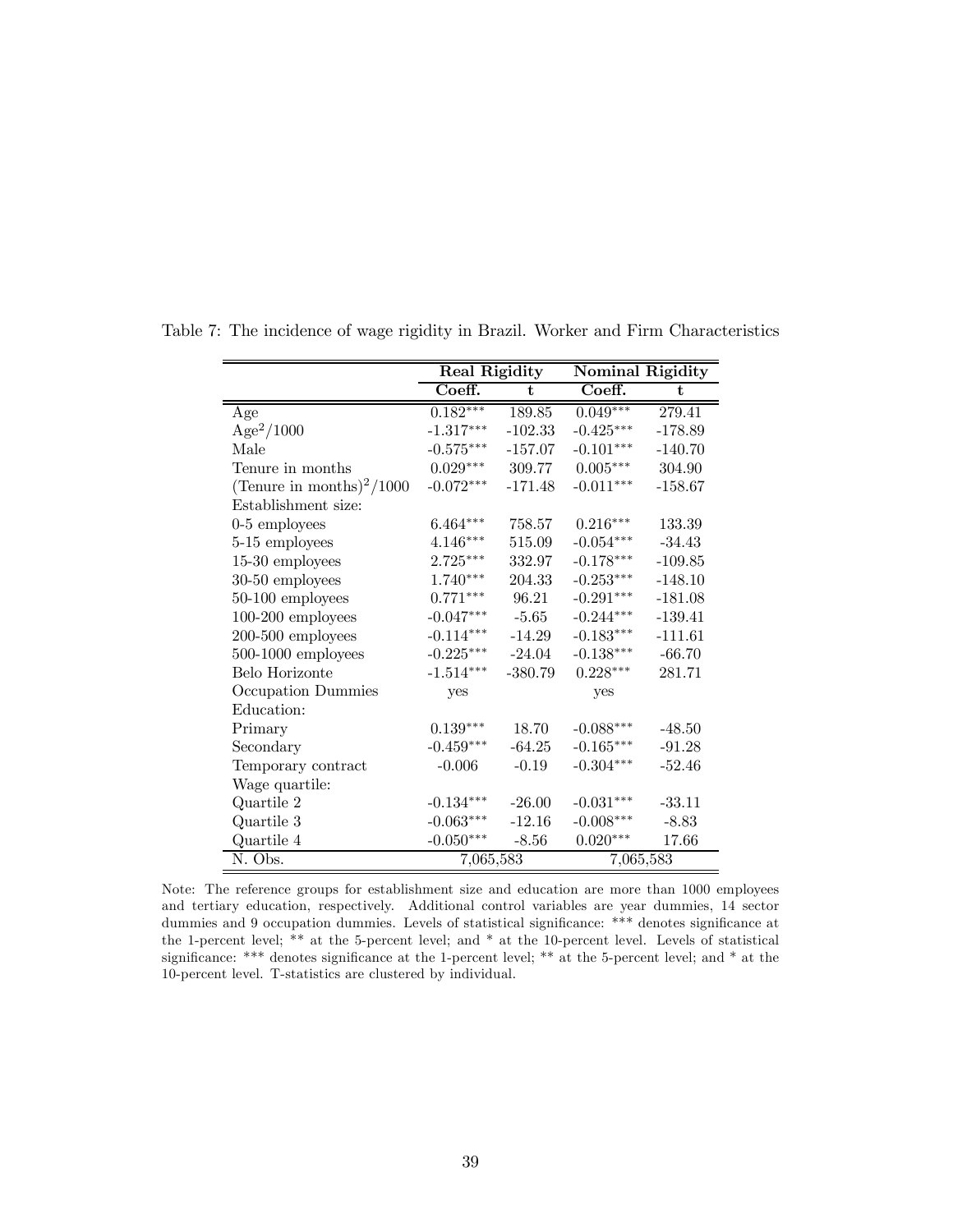Table 7: The incidence of wage rigidity in Brazil. Worker and Firm Characteristics

| | Real Rigidity | | Nominal Rigidity | |
|---|---|---|---|---|
| | Coeff. | t | Coeff. | t |
| Age | 0.182*** | 189.85 | 0.049*** | 279.41 |
| $Age^2/1000$ | -1.317*** | -102.33 | -0.425*** | -178.89 |
| Male | -0.575*** | -157.07 | -0.101*** | -140.70 |
| Tenure in months | 0.029*** | 309.77 | 0.005*** | 304.90 |
| $(\text{Tenure in months})^2/1000$ | -0.072*** | -171.48 | -0.011*** | -158.67 |
| Establishment size: | | | | |
| 0-5 employees | 6.464*** | 758.57 | 0.216*** | 133.39 |
| 5-15 employees | 4.146*** | 515.09 | -0.054*** | -34.43 |
| 15-30 employees | 2.725*** | 332.97 | -0.178*** | -109.85 |
| 30-50 employees | 1.740*** | 204.33 | -0.253*** | -148.10 |
| 50-100 employees | 0.771*** | 96.21 | -0.291*** | -181.08 |
| 100-200 employees | -0.047*** | -5.65 | -0.244*** | -139.41 |
| 200-500 employees | -0.114*** | -14.29 | -0.183*** | -111.61 |
| 500-1000 employees | -0.225*** | -24.04 | -0.138*** | -66.70 |
| Belo Horizonte | -1.514*** | -380.79 | 0.228*** | 281.71 |
| Occupation Dummies | yes | | yes | |
| Education: | | | | |
| Primary | 0.139*** | 18.70 | -0.088*** | -48.50 |
| Secondary | -0.459*** | -64.25 | -0.165*** | -91.28 |
| Temporary contract | -0.006 | -0.19 | -0.304*** | -52.46 |
| Wage quartile: | | | | |
| Quartile 2 | -0.134*** | -26.00 | -0.031*** | -33.11 |
| Quartile 3 | -0.063*** | -12.16 | -0.008*** | -8.83 |
| Quartile 4 | -0.050*** | -8.56 | 0.020*** | 17.66 |
| N. Obs. | 7,065,583 | | 7,065,583 | |

Note: The reference groups for establishment size and education are more than 1000 employees and tertiary education, respectively. Additional control variables are year dummies, 14 sector dummies and 9 occupation dummies. Levels of statistical significance: *** denotes significance at the 1-percent level; ** at the 5-percent level; and * at the 10-percent level. Levels of statistical significance: *** denotes significance at the 1-percent level; ** at the 5-percent level; and * at the 10-percent level. T-statistics are clustered by individual.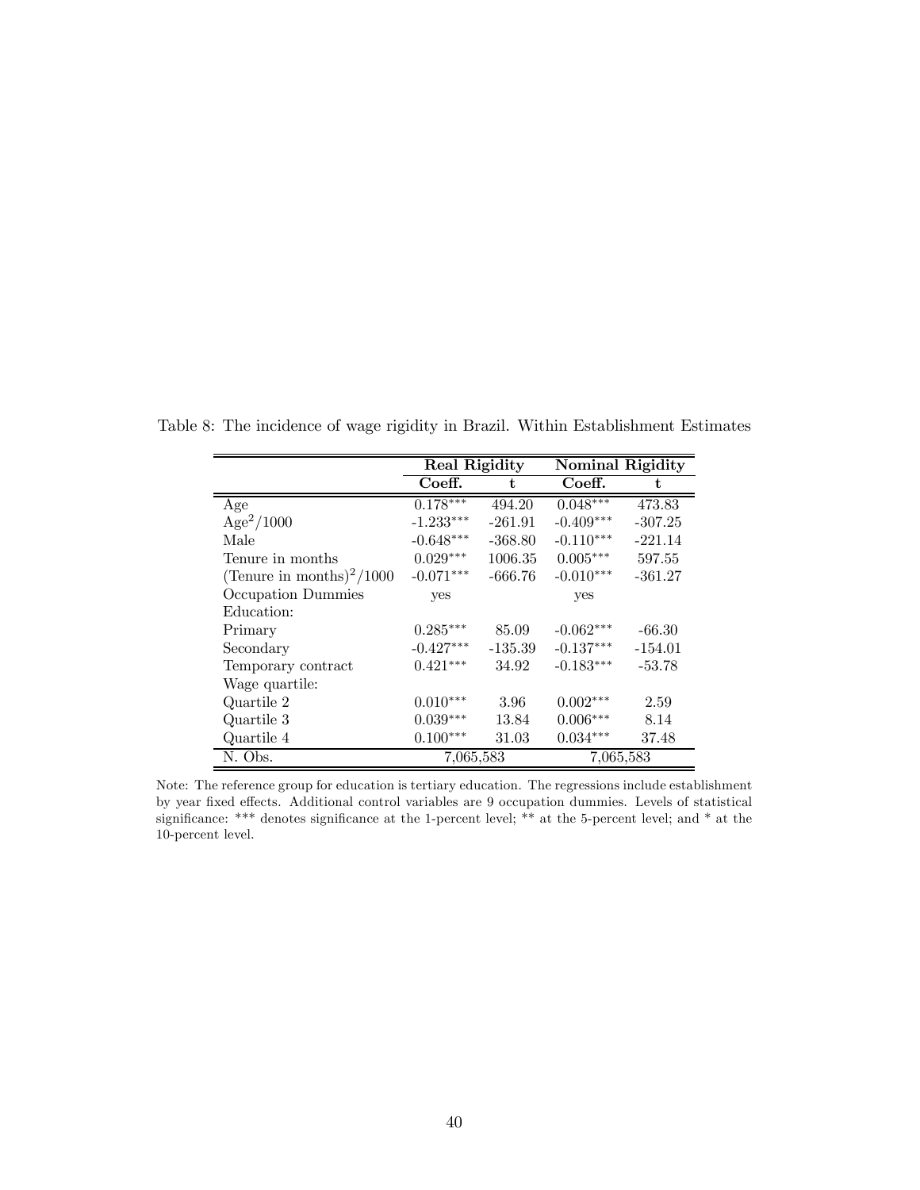Table 8: The incidence of wage rigidity in Brazil. Within Establishment Estimates

| | Real Rigidity | | Nominal Rigidity | |
|---|---|---|---|---|
| | **Coeff.** | **t** | **Coeff.** | **t** |
| Age | 0.178*** | 494.20 | 0.048*** | 473.83 |
| $Age^2/1000$ | -1.233*** | -261.91 | -0.409*** | -307.25 |
| Male | -0.648*** | -368.80 | -0.110*** | -221.14 |
| Tenure in months | 0.029*** | 1006.35 | 0.005*** | 597.55 |
| $(\text{Tenure in months})^2/1000$ | -0.071*** | -666.76 | -0.010*** | -361.27 |
| Occupation Dummies | yes | | yes | |
| Education: | | | | |
| Primary | 0.285*** | 85.09 | -0.062*** | -66.30 |
| Secondary | -0.427*** | -135.39 | -0.137*** | -154.01 |
| Temporary contract | 0.421*** | 34.92 | -0.183*** | -53.78 |
| Wage quartile: | | | | |
| Quartile 2 | 0.010*** | 3.96 | 0.002*** | 2.59 |
| Quartile 3 | 0.039*** | 13.84 | 0.006*** | 8.14 |
| Quartile 4 | 0.100*** | 31.03 | 0.034*** | 37.48 |
| N. Obs. | 7,065,583 | | 7,065,583 | |

Note: The reference group for education is tertiary education. The regressions include establishment by year fixed effects. Additional control variables are 9 occupation dummies. Levels of statistical significance: *** denotes significance at the 1-percent level; ** at the 5-percent level; and * at the 10-percent level.